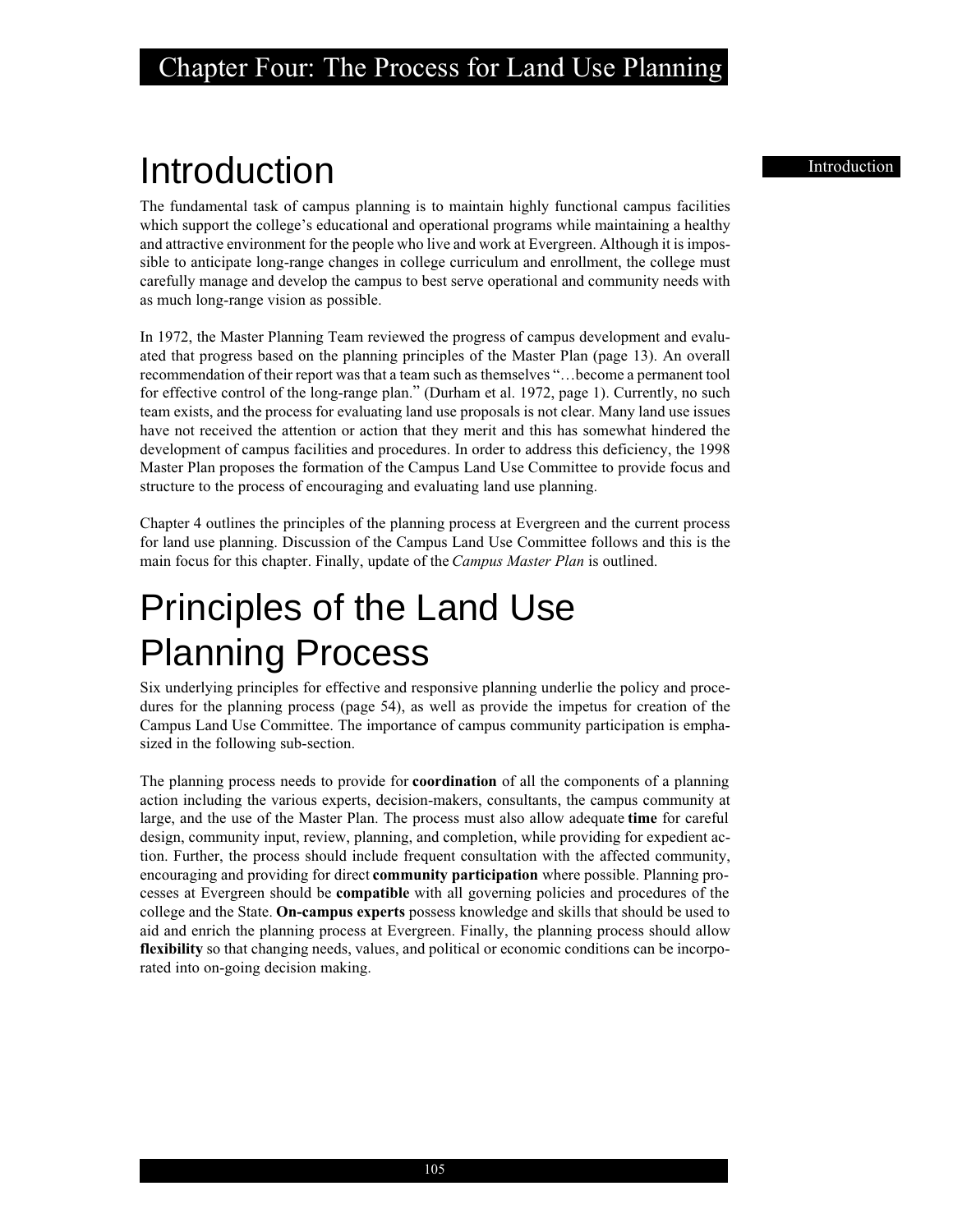# Chapter Four: The Process for Land Use Planning

## Introduction

The fundamental task of campus planning is to maintain highly functional campus facilities which support the college's educational and operational programs while maintaining a healthy and attractive environment for the people who live and work at Evergreen. Although it is impossible to anticipate long-range changes in college curriculum and enrollment, the college must carefully manage and develop the campus to best serve operational and community needs with as much long-range vision as possible.

In 1972, the Master Planning Team reviewed the progress of campus development and evaluated that progress based on the planning principles of the Master Plan (page 13). An overall recommendation of their report was that a team such as themselves "…become a permanent tool for effective control of the long-range plan." (Durham et al. 1972, page 1). Currently, no such team exists, and the process for evaluating land use proposals is not clear. Many land use issues have not received the attention or action that they merit and this has somewhat hindered the development of campus facilities and procedures. In order to address this deficiency, the 1998 Master Plan proposes the formation of the Campus Land Use Committee to provide focus and structure to the process of encouraging and evaluating land use planning.

Chapter 4 outlines the principles of the planning process at Evergreen and the current process for land use planning. Discussion of the Campus Land Use Committee follows and this is the main focus for this chapter. Finally, update of the *Campus Master Plan* is outlined.

## Principles of the Land Use Planning Process

Six underlying principles for effective and responsive planning underlie the policy and procedures for the planning process (page 54), as well as provide the impetus for creation of the Campus Land Use Committee. The importance of campus community participation is emphasized in the following sub-section.

The planning process needs to provide for **coordination** of all the components of a planning action including the various experts, decision-makers, consultants, the campus community at large, and the use of the Master Plan. The process must also allow adequate **time** for careful design, community input, review, planning, and completion, while providing for expedient action. Further, the process should include frequent consultation with the affected community, encouraging and providing for direct **community participation** where possible. Planning processes at Evergreen should be **compatible** with all governing policies and procedures of the college and the State. **On-campus experts** possess knowledge and skills that should be used to aid and enrich the planning process at Evergreen. Finally, the planning process should allow **flexibility** so that changing needs, values, and political or economic conditions can be incorporated into on-going decision making.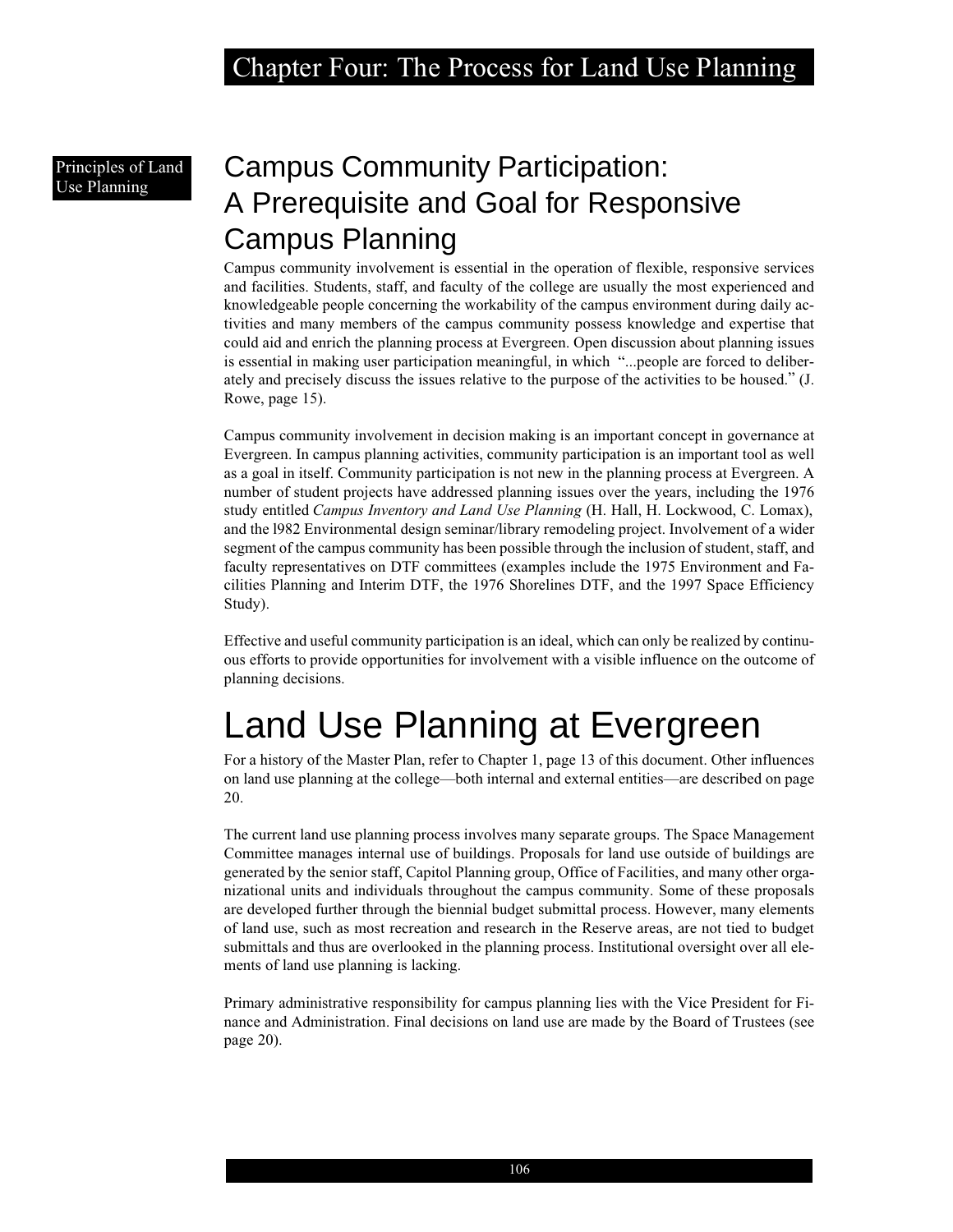Principles of Land Use Planning

## Campus Community Participation: A Prerequisite and Goal for Responsive Campus Planning

Campus community involvement is essential in the operation of flexible, responsive services and facilities. Students, staff, and faculty of the college are usually the most experienced and knowledgeable people concerning the workability of the campus environment during daily activities and many members of the campus community possess knowledge and expertise that could aid and enrich the planning process at Evergreen. Open discussion about planning issues is essential in making user participation meaningful, in which "...people are forced to deliberately and precisely discuss the issues relative to the purpose of the activities to be housed." (J. Rowe, page 15).

Campus community involvement in decision making is an important concept in governance at Evergreen. In campus planning activities, community participation is an important tool as well as a goal in itself. Community participation is not new in the planning process at Evergreen. A number of student projects have addressed planning issues over the years, including the 1976 study entitled *Campus Inventory and Land Use Planning* (H. Hall, H. Lockwood, C. Lomax), and the l982 Environmental design seminar/library remodeling project. Involvement of a wider segment of the campus community has been possible through the inclusion of student, staff, and faculty representatives on DTF committees (examples include the 1975 Environment and Facilities Planning and Interim DTF, the 1976 Shorelines DTF, and the 1997 Space Efficiency Study).

Effective and useful community participation is an ideal, which can only be realized by continuous efforts to provide opportunities for involvement with a visible influence on the outcome of planning decisions.

# Land Use Planning at Evergreen

For a history of the Master Plan, refer to Chapter 1, page 13 of this document. Other influences on land use planning at the college—both internal and external entities—are described on page 20.

The current land use planning process involves many separate groups. The Space Management Committee manages internal use of buildings. Proposals for land use outside of buildings are generated by the senior staff, Capitol Planning group, Office of Facilities, and many other organizational units and individuals throughout the campus community. Some of these proposals are developed further through the biennial budget submittal process. However, many elements of land use, such as most recreation and research in the Reserve areas, are not tied to budget submittals and thus are overlooked in the planning process. Institutional oversight over all elements of land use planning is lacking.

Primary administrative responsibility for campus planning lies with the Vice President for Finance and Administration. Final decisions on land use are made by the Board of Trustees (see page 20).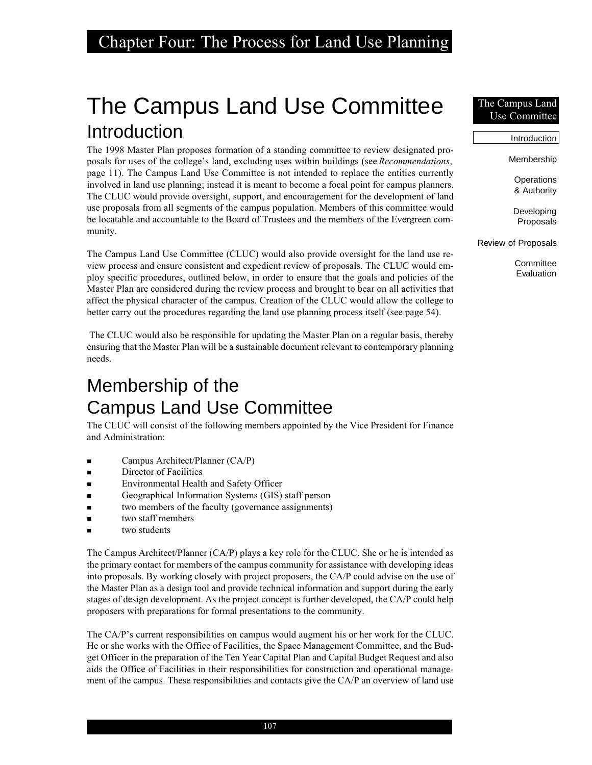# Chapter Four: The Process for Land Use Planning

# The Campus Land Use Committee

## Introduction

The 1998 Master Plan proposes formation of a standing committee to review designated proposals for uses of the college's land, excluding uses within buildings (see *Recommendations*, page 11). The Campus Land Use Committee is not intended to replace the entities currently involved in land use planning; instead it is meant to become a focal point for campus planners. The CLUC would provide oversight, support, and encouragement for the development of land use proposals from all segments of the campus population. Members of this committee would be locatable and accountable to the Board of Trustees and the members of the Evergreen community.

The Campus Land Use Committee (CLUC) would also provide oversight for the land use review process and ensure consistent and expedient review of proposals. The CLUC would employ specific procedures, outlined below, in order to ensure that the goals and policies of the Master Plan are considered during the review process and brought to bear on all activities that affect the physical character of the campus. Creation of the CLUC would allow the college to better carry out the procedures regarding the land use planning process itself (see page 54).

The CLUC would also be responsible for updating the Master Plan on a regular basis, thereby ensuring that the Master Plan will be a sustainable document relevant to contemporary planning needs.

## Membership of the Campus Land Use Committee

The CLUC will consist of the following members appointed by the Vice President for Finance and Administration:

- Campus Architect/Planner (CA/P)
- Director of Facilities
- Environmental Health and Safety Officer
- Geographical Information Systems (GIS) staff person
- two members of the faculty (governance assignments)
- two staff members
- two students

The Campus Architect/Planner (CA/P) plays a key role for the CLUC. She or he is intended as the primary contact for members of the campus community for assistance with developing ideas into proposals. By working closely with project proposers, the CA/P could advise on the use of the Master Plan as a design tool and provide technical information and support during the early stages of design development. As the project concept is further developed, the CA/P could help proposers with preparations for formal presentations to the community.

The CA/P's current responsibilities on campus would augment his or her work for the CLUC. He or she works with the Office of Facilities, the Space Management Committee, and the Budget Officer in the preparation of the Ten Year Capital Plan and Capital Budget Request and also aids the Office of Facilities in their responsibilities for construction and operational management of the campus. These responsibilities and contacts give the CA/P an overview of land use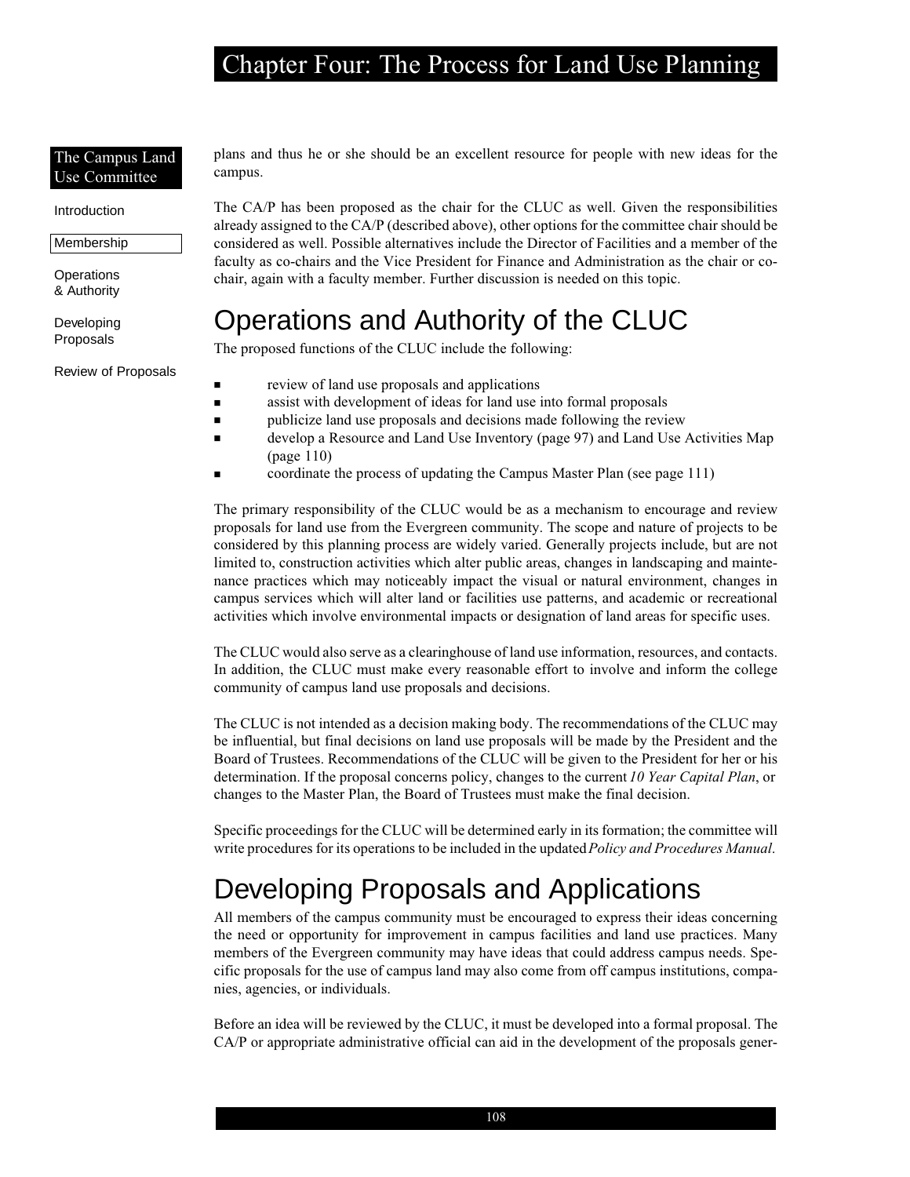plans and thus he or she should be an excellent resource for people with new ideas for the campus.

The CA/P has been proposed as the chair for the CLUC as well. Given the responsibilities already assigned to the CA/P (described above), other options for the committee chair should be considered as well. Possible alternatives include the Director of Facilities and a member of the faculty as co-chairs and the Vice President for Finance and Administration as the chair or co-chair, again with a faculty member. Further discussion is needed on this topic.

## Operations and Authority of the CLUC

The proposed functions of the CLUC include the following:

- review of land use proposals and applications
- assist with development of ideas for land use into formal proposals
- publicize land use proposals and decisions made following the review
- develop a Resource and Land Use Inventory (page 97) and Land Use Activities Map (page 110)
- coordinate the process of updating the Campus Master Plan (see page 111)

The primary responsibility of the CLUC would be as a mechanism to encourage and review proposals for land use from the Evergreen community. The scope and nature of projects to be considered by this planning process are widely varied. Generally projects include, but are not limited to, construction activities which alter public areas, changes in landscaping and maintenance practices which may noticeably impact the visual or natural environment, changes in campus services which will alter land or facilities use patterns, and academic or recreational activities which involve environmental impacts or designation of land areas for specific uses.

The CLUC would also serve as a clearinghouse of land use information, resources, and contacts. In addition, the CLUC must make every reasonable effort to involve and inform the college community of campus land use proposals and decisions.

The CLUC is not intended as a decision making body. The recommendations of the CLUC may be influential, but final decisions on land use proposals will be made by the President and the Board of Trustees. Recommendations of the CLUC will be given to the President for her or his determination. If the proposal concerns policy, changes to the current *10 Year Capital Plan*, or changes to the Master Plan, the Board of Trustees must make the final decision.

Specific proceedings for the CLUC will be determined early in its formation; the committee will write procedures for its operations to be included in the updated *Policy and Procedures Manual*.

## Developing Proposals and Applications

All members of the campus community must be encouraged to express their ideas concerning the need or opportunity for improvement in campus facilities and land use practices. Many members of the Evergreen community may have ideas that could address campus needs. Specific proposals for the use of campus land may also come from off campus institutions, companies, agencies, or individuals.

Before an idea will be reviewed by the CLUC, it must be developed into a formal proposal. The CA/P or appropriate administrative official can aid in the development of the proposals gener-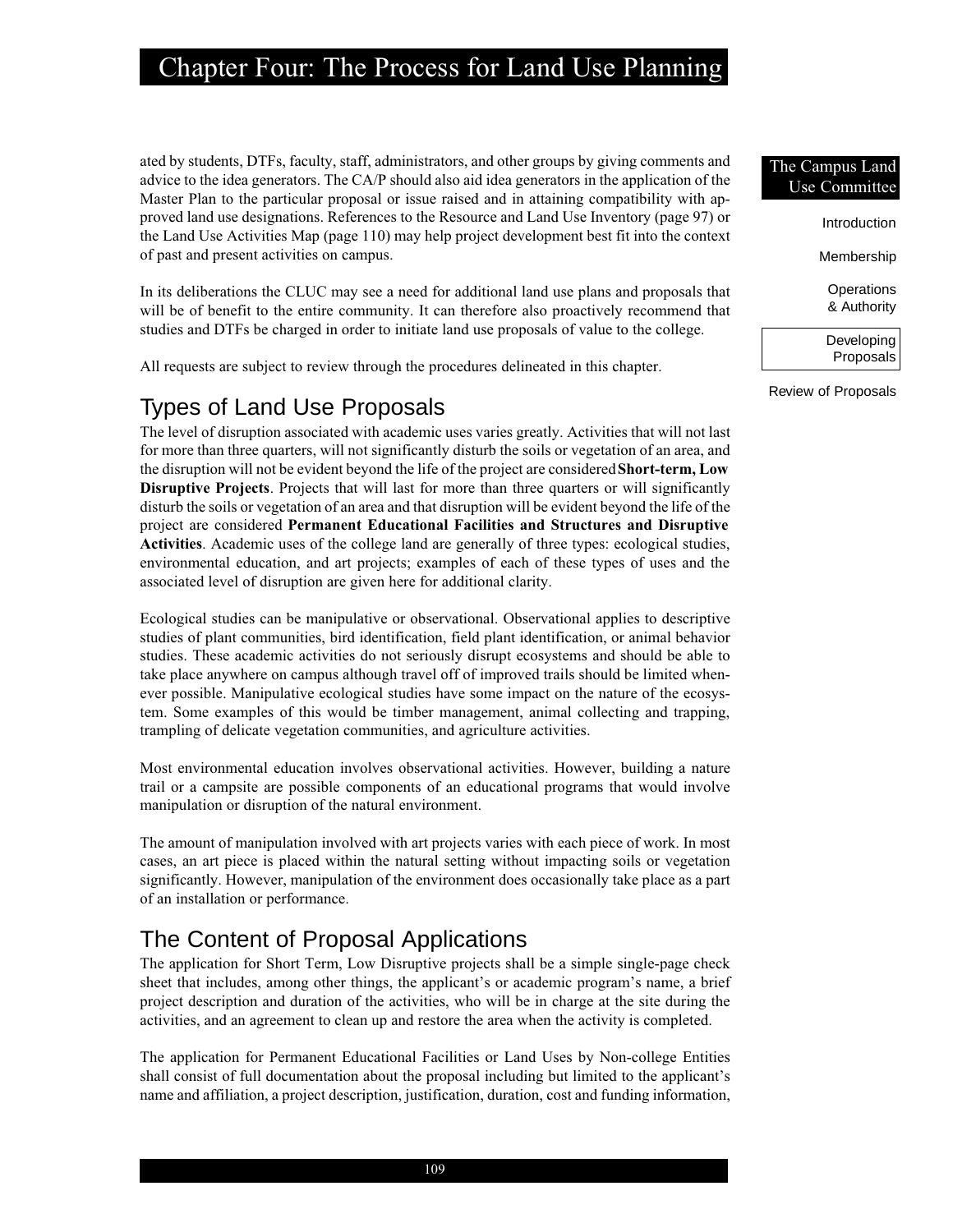ated by students, DTFs, faculty, staff, administrators, and other groups by giving comments and advice to the idea generators. The CA/P should also aid idea generators in the application of the Master Plan to the particular proposal or issue raised and in attaining compatibility with approved land use designations. References to the Resource and Land Use Inventory (page 97) or the Land Use Activities Map (page 110) may help project development best fit into the context of past and present activities on campus.

In its deliberations the CLUC may see a need for additional land use plans and proposals that will be of benefit to the entire community. It can therefore also proactively recommend that studies and DTFs be charged in order to initiate land use proposals of value to the college.

All requests are subject to review through the procedures delineated in this chapter.

## Types of Land Use Proposals

The level of disruption associated with academic uses varies greatly. Activities that will not last for more than three quarters, will not significantly disturb the soils or vegetation of an area, and the disruption will not be evident beyond the life of the project are considered **Short-term, Low Disruptive Projects**. Projects that will last for more than three quarters or will significantly disturb the soils or vegetation of an area and that disruption will be evident beyond the life of the project are considered **Permanent Educational Facilities and Structures and Disruptive Activities**. Academic uses of the college land are generally of three types: ecological studies, environmental education, and art projects; examples of each of these types of uses and the associated level of disruption are given here for additional clarity.

Ecological studies can be manipulative or observational. Observational applies to descriptive studies of plant communities, bird identification, field plant identification, or animal behavior studies. These academic activities do not seriously disrupt ecosystems and should be able to take place anywhere on campus although travel off of improved trails should be limited whenever possible. Manipulative ecological studies have some impact on the nature of the ecosystem. Some examples of this would be timber management, animal collecting and trapping, trampling of delicate vegetation communities, and agriculture activities.

Most environmental education involves observational activities. However, building a nature trail or a campsite are possible components of an educational programs that would involve manipulation or disruption of the natural environment.

The amount of manipulation involved with art projects varies with each piece of work. In most cases, an art piece is placed within the natural setting without impacting soils or vegetation significantly. However, manipulation of the environment does occasionally take place as a part of an installation or performance.

## The Content of Proposal Applications

The application for Short Term, Low Disruptive projects shall be a simple single-page check sheet that includes, among other things, the applicant's or academic program's name, a brief project description and duration of the activities, who will be in charge at the site during the activities, and an agreement to clean up and restore the area when the activity is completed.

The application for Permanent Educational Facilities or Land Uses by Non-college Entities shall consist of full documentation about the proposal including but limited to the applicant's name and affiliation, a project description, justification, duration, cost and funding information,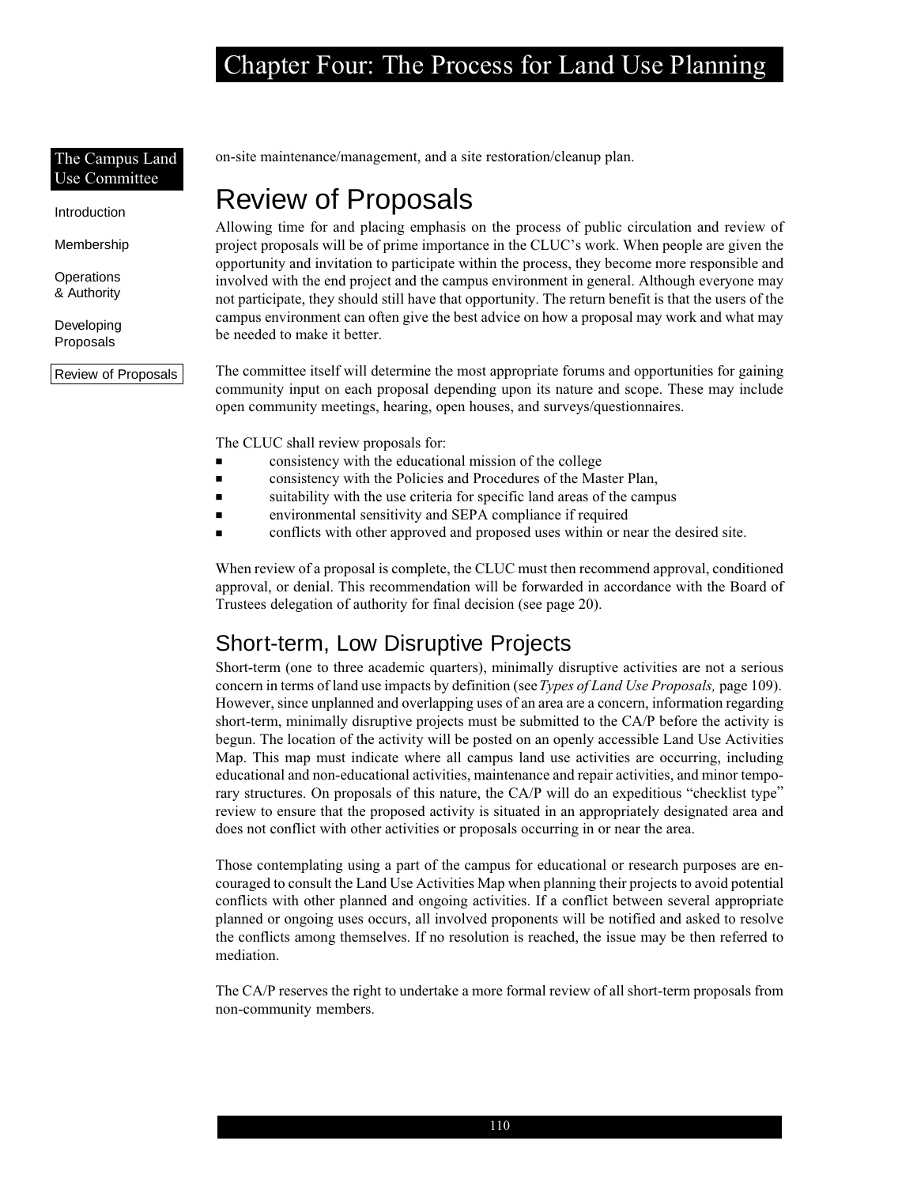on-site maintenance/management, and a site restoration/cleanup plan.

## Review of Proposals

Allowing time for and placing emphasis on the process of public circulation and review of project proposals will be of prime importance in the CLUC's work. When people are given the opportunity and invitation to participate within the process, they become more responsible and involved with the end project and the campus environment in general. Although everyone may not participate, they should still have that opportunity. The return benefit is that the users of the campus environment can often give the best advice on how a proposal may work and what may be needed to make it better.

The committee itself will determine the most appropriate forums and opportunities for gaining community input on each proposal depending upon its nature and scope. These may include open community meetings, hearing, open houses, and surveys/questionnaires.

The CLUC shall review proposals for:

- consistency with the educational mission of the college
- consistency with the Policies and Procedures of the Master Plan,
- suitability with the use criteria for specific land areas of the campus
- environmental sensitivity and SEPA compliance if required
- conflicts with other approved and proposed uses within or near the desired site.

When review of a proposal is complete, the CLUC must then recommend approval, conditioned approval, or denial. This recommendation will be forwarded in accordance with the Board of Trustees delegation of authority for final decision (see page 20).

### Short-term, Low Disruptive Projects

Short-term (one to three academic quarters), minimally disruptive activities are not a serious concern in terms of land use impacts by definition (see *Types of Land Use Proposals,* page 109). However, since unplanned and overlapping uses of an area are a concern, information regarding short-term, minimally disruptive projects must be submitted to the CA/P before the activity is begun. The location of the activity will be posted on an openly accessible Land Use Activities Map. This map must indicate where all campus land use activities are occurring, including educational and non-educational activities, maintenance and repair activities, and minor temporary structures. On proposals of this nature, the CA/P will do an expeditious "checklist type" review to ensure that the proposed activity is situated in an appropriately designated area and does not conflict with other activities or proposals occurring in or near the area.

Those contemplating using a part of the campus for educational or research purposes are encouraged to consult the Land Use Activities Map when planning their projects to avoid potential conflicts with other planned and ongoing activities. If a conflict between several appropriate planned or ongoing uses occurs, all involved proponents will be notified and asked to resolve the conflicts among themselves. If no resolution is reached, the issue may be then referred to mediation.

The CA/P reserves the right to undertake a more formal review of all short-term proposals from non-community members.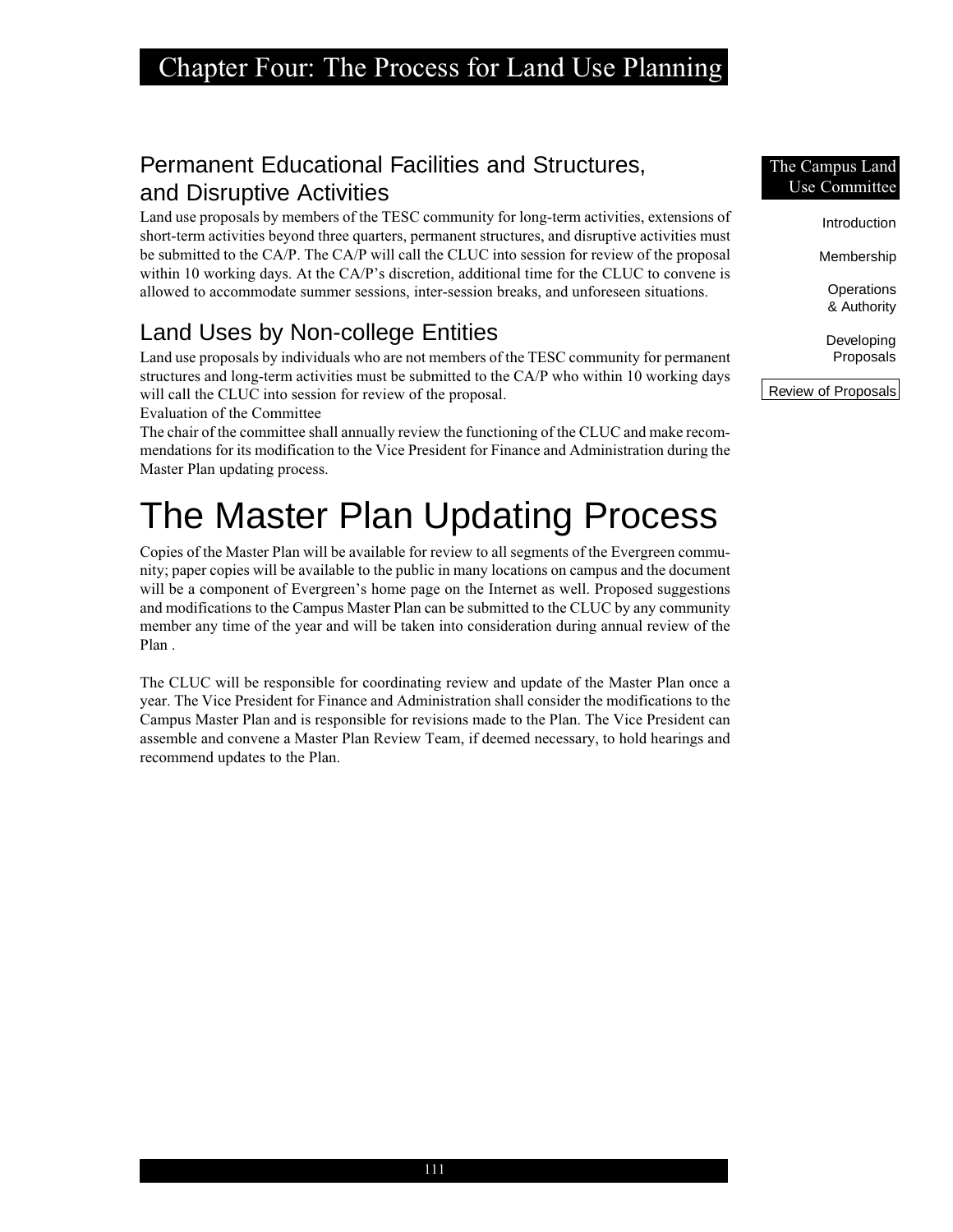## Permanent Educational Facilities and Structures, and Disruptive Activities

Land use proposals by members of the TESC community for long-term activities, extensions of short-term activities beyond three quarters, permanent structures, and disruptive activities must be submitted to the CA/P. The CA/P will call the CLUC into session for review of the proposal within 10 working days. At the CA/P's discretion, additional time for the CLUC to convene is allowed to accommodate summer sessions, inter-session breaks, and unforeseen situations.

## Land Uses by Non-college Entities

Land use proposals by individuals who are not members of the TESC community for permanent structures and long-term activities must be submitted to the CA/P who within 10 working days will call the CLUC into session for review of the proposal.

Evaluation of the Committee

The chair of the committee shall annually review the functioning of the CLUC and make recommendations for its modification to the Vice President for Finance and Administration during the Master Plan updating process.

# The Master Plan Updating Process

Copies of the Master Plan will be available for review to all segments of the Evergreen community; paper copies will be available to the public in many locations on campus and the document will be a component of Evergreen's home page on the Internet as well. Proposed suggestions and modifications to the Campus Master Plan can be submitted to the CLUC by any community member any time of the year and will be taken into consideration during annual review of the Plan .

The CLUC will be responsible for coordinating review and update of the Master Plan once a year. The Vice President for Finance and Administration shall consider the modifications to the Campus Master Plan and is responsible for revisions made to the Plan. The Vice President can assemble and convene a Master Plan Review Team, if deemed necessary, to hold hearings and recommend updates to the Plan.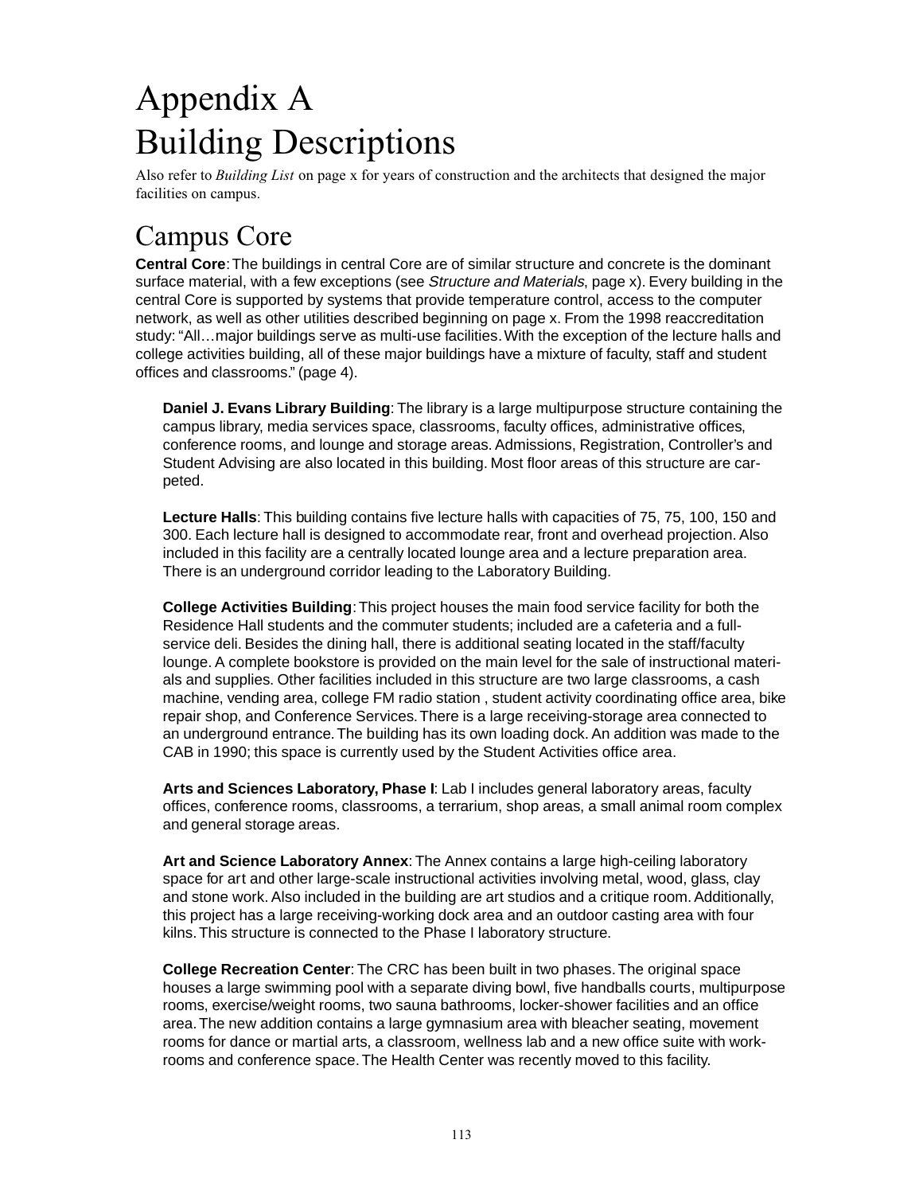# Appendix A
# Building Descriptions

Also refer to *Building List* on page x for years of construction and the architects that designed the major facilities on campus.

## Campus Core

**Central Core**: The buildings in central Core are of similar structure and concrete is the dominant surface material, with a few exceptions (see *Structure and Materials*, page x). Every building in the central Core is supported by systems that provide temperature control, access to the computer network, as well as other utilities described beginning on page x. From the 1998 reaccreditation study: "All…major buildings serve as multi-use facilities. With the exception of the lecture halls and college activities building, all of these major buildings have a mixture of faculty, staff and student offices and classrooms." (page 4).

**Daniel J. Evans Library Building**: The library is a large multipurpose structure containing the campus library, media services space, classrooms, faculty offices, administrative offices, conference rooms, and lounge and storage areas. Admissions, Registration, Controller's and Student Advising are also located in this building. Most floor areas of this structure are carpeted.

**Lecture Halls**: This building contains five lecture halls with capacities of 75, 75, 100, 150 and 300. Each lecture hall is designed to accommodate rear, front and overhead projection. Also included in this facility are a centrally located lounge area and a lecture preparation area. There is an underground corridor leading to the Laboratory Building.

**College Activities Building**: This project houses the main food service facility for both the Residence Hall students and the commuter students; included are a cafeteria and a full-service deli. Besides the dining hall, there is additional seating located in the staff/faculty lounge. A complete bookstore is provided on the main level for the sale of instructional materials and supplies. Other facilities included in this structure are two large classrooms, a cash machine, vending area, college FM radio station , student activity coordinating office area, bike repair shop, and Conference Services. There is a large receiving-storage area connected to an underground entrance. The building has its own loading dock. An addition was made to the CAB in 1990; this space is currently used by the Student Activities office area.

**Arts and Sciences Laboratory, Phase I**: Lab I includes general laboratory areas, faculty offices, conference rooms, classrooms, a terrarium, shop areas, a small animal room complex and general storage areas.

**Art and Science Laboratory Annex**: The Annex contains a large high-ceiling laboratory space for art and other large-scale instructional activities involving metal, wood, glass, clay and stone work. Also included in the building are art studios and a critique room. Additionally, this project has a large receiving-working dock area and an outdoor casting area with four kilns. This structure is connected to the Phase I laboratory structure.

**College Recreation Center**: The CRC has been built in two phases. The original space houses a large swimming pool with a separate diving bowl, five handballs courts, multipurpose rooms, exercise/weight rooms, two sauna bathrooms, locker-shower facilities and an office area. The new addition contains a large gymnasium area with bleacher seating, movement rooms for dance or martial arts, a classroom, wellness lab and a new office suite with workrooms and conference space. The Health Center was recently moved to this facility.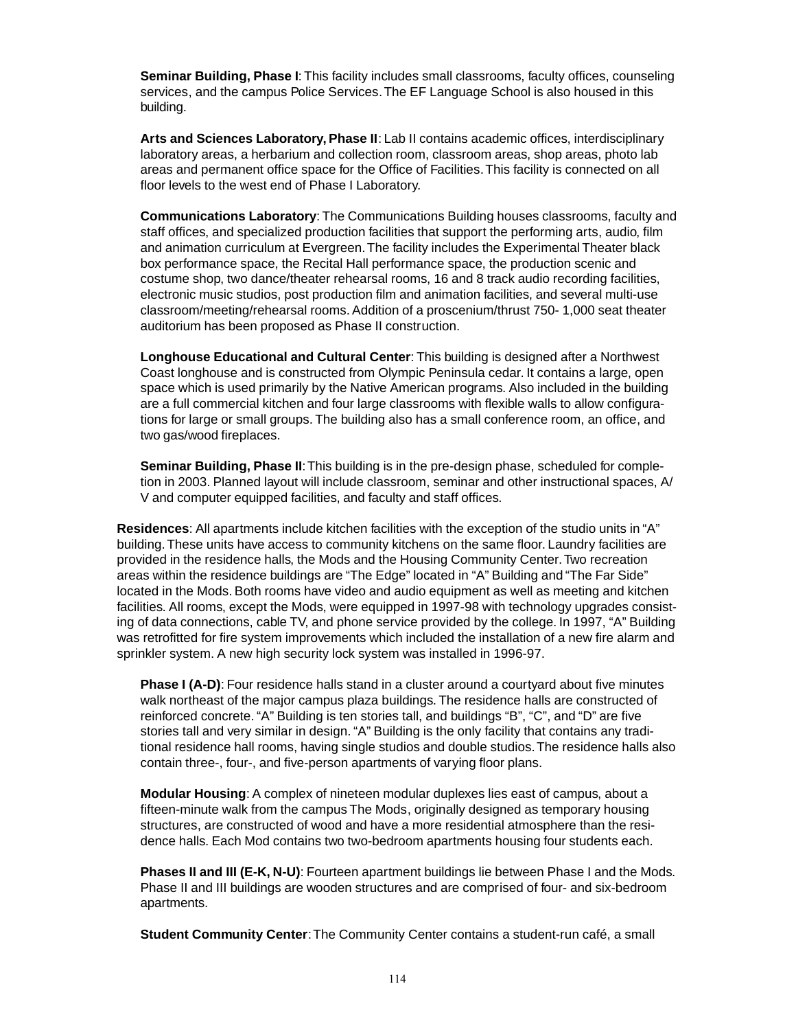**Seminar Building, Phase I**: This facility includes small classrooms, faculty offices, counseling services, and the campus Police Services. The EF Language School is also housed in this building.

**Arts and Sciences Laboratory, Phase II**: Lab II contains academic offices, interdisciplinary laboratory areas, a herbarium and collection room, classroom areas, shop areas, photo lab areas and permanent office space for the Office of Facilities. This facility is connected on all floor levels to the west end of Phase I Laboratory.

**Communications Laboratory**: The Communications Building houses classrooms, faculty and staff offices, and specialized production facilities that support the performing arts, audio, film and animation curriculum at Evergreen. The facility includes the Experimental Theater black box performance space, the Recital Hall performance space, the production scenic and costume shop, two dance/theater rehearsal rooms, 16 and 8 track audio recording facilities, electronic music studios, post production film and animation facilities, and several multi-use classroom/meeting/rehearsal rooms. Addition of a proscenium/thrust 750- 1,000 seat theater auditorium has been proposed as Phase II construction.

**Longhouse Educational and Cultural Center**: This building is designed after a Northwest Coast longhouse and is constructed from Olympic Peninsula cedar. It contains a large, open space which is used primarily by the Native American programs. Also included in the building are a full commercial kitchen and four large classrooms with flexible walls to allow configurations for large or small groups. The building also has a small conference room, an office, and two gas/wood fireplaces.

**Seminar Building, Phase II**: This building is in the pre-design phase, scheduled for completion in 2003. Planned layout will include classroom, seminar and other instructional spaces, A/V and computer equipped facilities, and faculty and staff offices.

**Residences**: All apartments include kitchen facilities with the exception of the studio units in "A" building. These units have access to community kitchens on the same floor. Laundry facilities are provided in the residence halls, the Mods and the Housing Community Center. Two recreation areas within the residence buildings are "The Edge" located in "A" Building and "The Far Side" located in the Mods. Both rooms have video and audio equipment as well as meeting and kitchen facilities. All rooms, except the Mods, were equipped in 1997-98 with technology upgrades consisting of data connections, cable TV, and phone service provided by the college. In 1997, "A" Building was retrofitted for fire system improvements which included the installation of a new fire alarm and sprinkler system. A new high security lock system was installed in 1996-97.

**Phase I (A-D)**: Four residence halls stand in a cluster around a courtyard about five minutes walk northeast of the major campus plaza buildings. The residence halls are constructed of reinforced concrete. "A" Building is ten stories tall, and buildings "B", "C", and "D" are five stories tall and very similar in design. "A" Building is the only facility that contains any traditional residence hall rooms, having single studios and double studios. The residence halls also contain three-, four-, and five-person apartments of varying floor plans.

**Modular Housing**: A complex of nineteen modular duplexes lies east of campus, about a fifteen-minute walk from the campus The Mods, originally designed as temporary housing structures, are constructed of wood and have a more residential atmosphere than the residence halls. Each Mod contains two two-bedroom apartments housing four students each.

**Phases II and III (E-K, N-U)**: Fourteen apartment buildings lie between Phase I and the Mods. Phase II and III buildings are wooden structures and are comprised of four- and six-bedroom apartments.

**Student Community Center**: The Community Center contains a student-run café, a small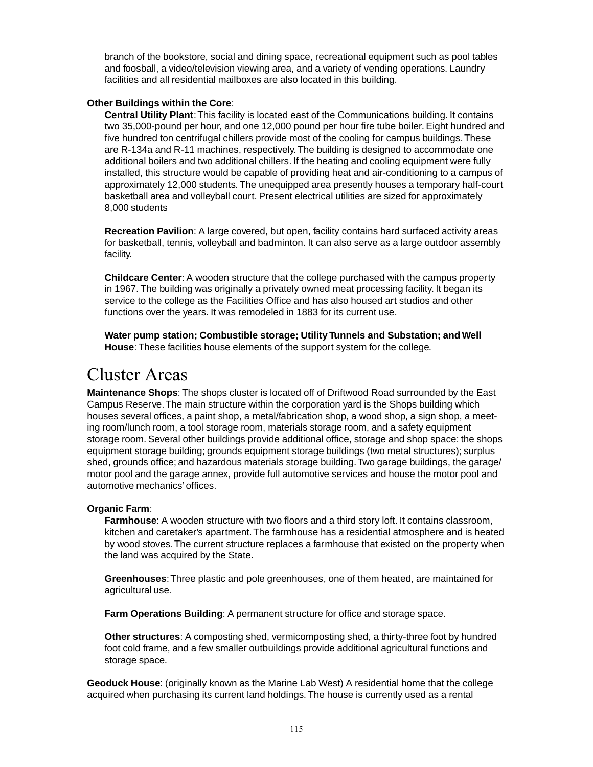branch of the bookstore, social and dining space, recreational equipment such as pool tables and foosball, a video/television viewing area, and a variety of vending operations. Laundry facilities and all residential mailboxes are also located in this building.

**Other Buildings within the Core**:

**Central Utility Plant**: This facility is located east of the Communications building. It contains two 35,000-pound per hour, and one 12,000 pound per hour fire tube boiler. Eight hundred and five hundred ton centrifugal chillers provide most of the cooling for campus buildings. These are R-134a and R-11 machines, respectively. The building is designed to accommodate one additional boilers and two additional chillers. If the heating and cooling equipment were fully installed, this structure would be capable of providing heat and air-conditioning to a campus of approximately 12,000 students. The unequipped area presently houses a temporary half-court basketball area and volleyball court. Present electrical utilities are sized for approximately 8,000 students

**Recreation Pavilion**: A large covered, but open, facility contains hard surfaced activity areas for basketball, tennis, volleyball and badminton. It can also serve as a large outdoor assembly facility.

**Childcare Center**: A wooden structure that the college purchased with the campus property in 1967. The building was originally a privately owned meat processing facility. It began its service to the college as the Facilities Office and has also housed art studios and other functions over the years. It was remodeled in 1883 for its current use.

**Water pump station; Combustible storage; Utility Tunnels and Substation; and Well House**: These facilities house elements of the support system for the college.

# Cluster Areas

**Maintenance Shops**: The shops cluster is located off of Driftwood Road surrounded by the East Campus Reserve. The main structure within the corporation yard is the Shops building which houses several offices, a paint shop, a metal/fabrication shop, a wood shop, a sign shop, a meeting room/lunch room, a tool storage room, materials storage room, and a safety equipment storage room. Several other buildings provide additional office, storage and shop space: the shops equipment storage building; grounds equipment storage buildings (two metal structures); surplus shed, grounds office; and hazardous materials storage building. Two garage buildings, the garage/ motor pool and the garage annex, provide full automotive services and house the motor pool and automotive mechanics' offices.

**Organic Farm**:

**Farmhouse**: A wooden structure with two floors and a third story loft. It contains classroom, kitchen and caretaker's apartment. The farmhouse has a residential atmosphere and is heated by wood stoves. The current structure replaces a farmhouse that existed on the property when the land was acquired by the State.

**Greenhouses**: Three plastic and pole greenhouses, one of them heated, are maintained for agricultural use.

**Farm Operations Building**: A permanent structure for office and storage space.

**Other structures**: A composting shed, vermicomposting shed, a thirty-three foot by hundred foot cold frame, and a few smaller outbuildings provide additional agricultural functions and storage space.

**Geoduck House**: (originally known as the Marine Lab West) A residential home that the college acquired when purchasing its current land holdings. The house is currently used as a rental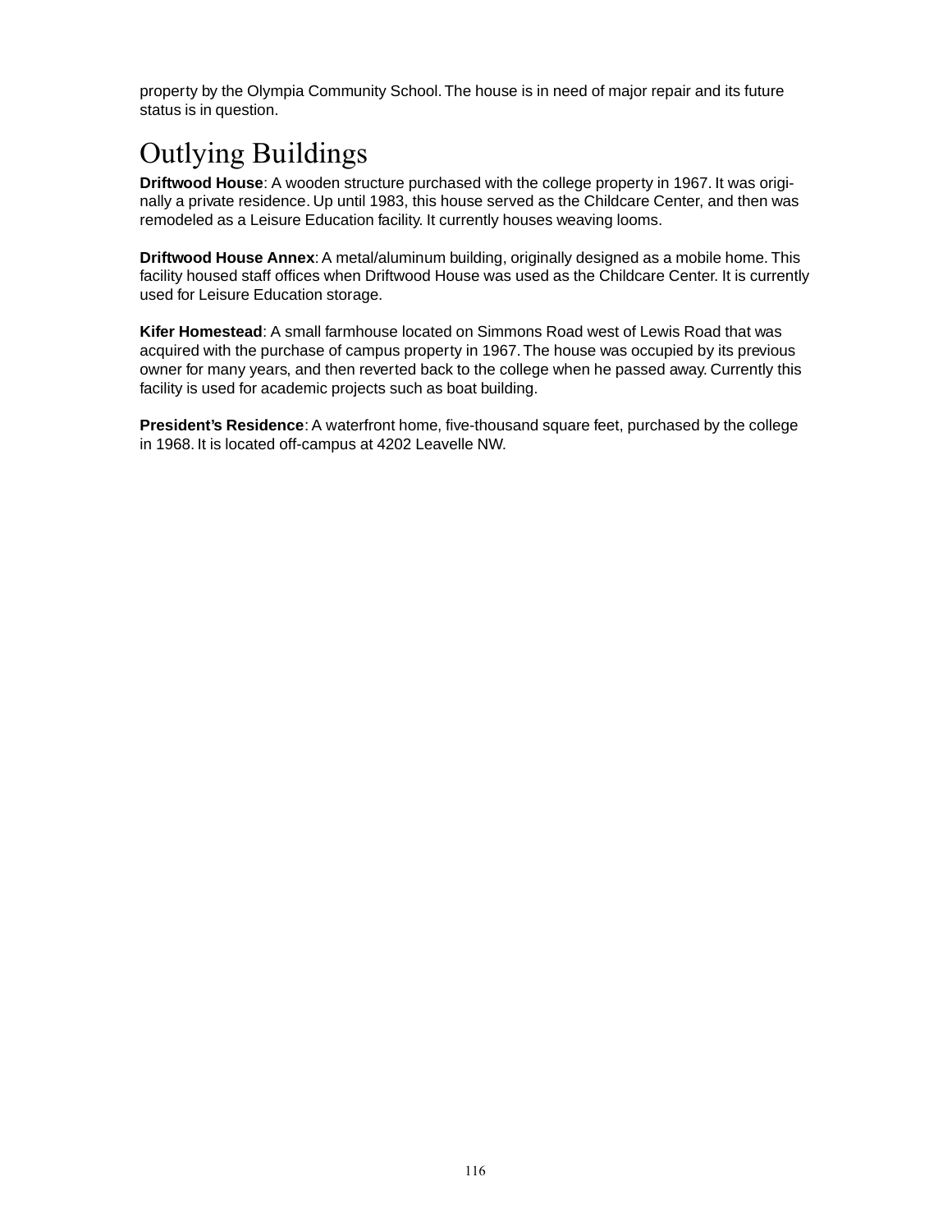property by the Olympia Community School. The house is in need of major repair and its future status is in question.

# Outlying Buildings

**Driftwood House**: A wooden structure purchased with the college property in 1967. It was originally a private residence. Up until 1983, this house served as the Childcare Center, and then was remodeled as a Leisure Education facility. It currently houses weaving looms.

**Driftwood House Annex**: A metal/aluminum building, originally designed as a mobile home. This facility housed staff offices when Driftwood House was used as the Childcare Center. It is currently used for Leisure Education storage.

**Kifer Homestead**: A small farmhouse located on Simmons Road west of Lewis Road that was acquired with the purchase of campus property in 1967. The house was occupied by its previous owner for many years, and then reverted back to the college when he passed away. Currently this facility is used for academic projects such as boat building.

**President's Residence**: A waterfront home, five-thousand square feet, purchased by the college in 1968. It is located off-campus at 4202 Leavelle NW.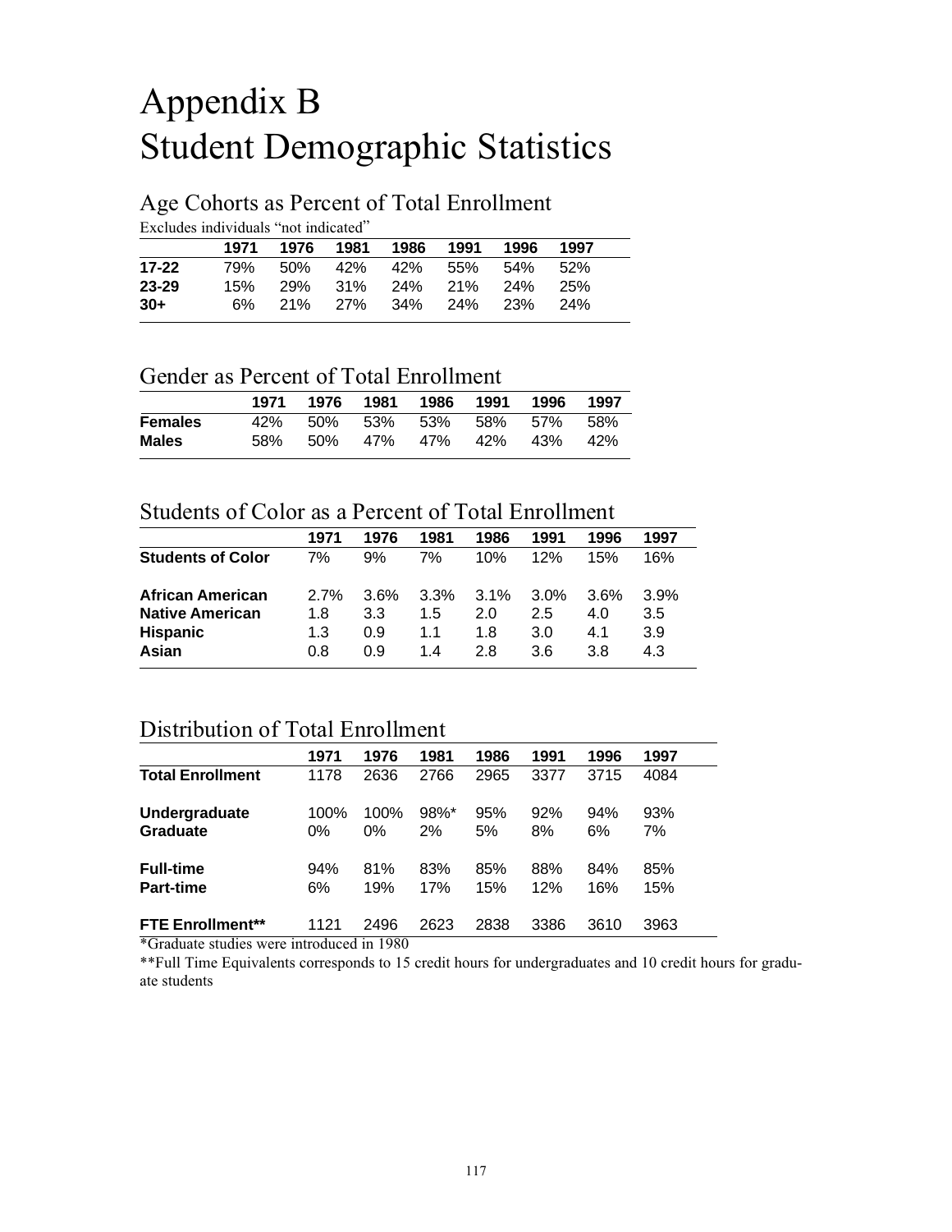# Appendix B
# Student Demographic Statistics

## Age Cohorts as Percent of Total Enrollment

Excludes individuals "not indicated"

| | 1971 | 1976 | 1981 | 1986 | 1991 | 1996 | 1997 |
|---|---|---|---|---|---|---|---|
| **17-22** | 79% | 50% | 42% | 42% | 55% | 54% | 52% |
| **23-29** | 15% | 29% | 31% | 24% | 21% | 24% | 25% |
| **30+** | 6% | 21% | 27% | 34% | 24% | 23% | 24% |

## Gender as Percent of Total Enrollment

| | 1971 | 1976 | 1981 | 1986 | 1991 | 1996 | 1997 |
|---|---|---|---|---|---|---|---|
| **Females** | 42% | 50% | 53% | 53% | 58% | 57% | 58% |
| **Males** | 58% | 50% | 47% | 47% | 42% | 43% | 42% |

## Students of Color as a Percent of Total Enrollment

| | 1971 | 1976 | 1981 | 1986 | 1991 | 1996 | 1997 |
|---|---|---|---|---|---|---|---|
| **Students of Color** | 7% | 9% | 7% | 10% | 12% | 15% | 16% |
| **African American** | 2.7% | 3.6% | 3.3% | 3.1% | 3.0% | 3.6% | 3.9% |
| **Native American** | 1.8 | 3.3 | 1.5 | 2.0 | 2.5 | 4.0 | 3.5 |
| **Hispanic** | 1.3 | 0.9 | 1.1 | 1.8 | 3.0 | 4.1 | 3.9 |
| **Asian** | 0.8 | 0.9 | 1.4 | 2.8 | 3.6 | 3.8 | 4.3 |

## Distribution of Total Enrollment

| | 1971 | 1976 | 1981 | 1986 | 1991 | 1996 | 1997 |
|---|---|---|---|---|---|---|---|
| **Total Enrollment** | 1178 | 2636 | 2766 | 2965 | 3377 | 3715 | 4084 |
| **Undergraduate** | 100% | 100% | 98%* | 95% | 92% | 94% | 93% |
| **Graduate** | 0% | 0% | 2% | 5% | 8% | 6% | 7% |
| **Full-time** | 94% | 81% | 83% | 85% | 88% | 84% | 85% |
| **Part-time** | 6% | 19% | 17% | 15% | 12% | 16% | 15% |
| **FTE Enrollment**** | 1121 | 2496 | 2623 | 2838 | 3386 | 3610 | 3963 |

*Graduate studies were introduced in 1980

**Full Time Equivalents corresponds to 15 credit hours for undergraduates and 10 credit hours for graduate students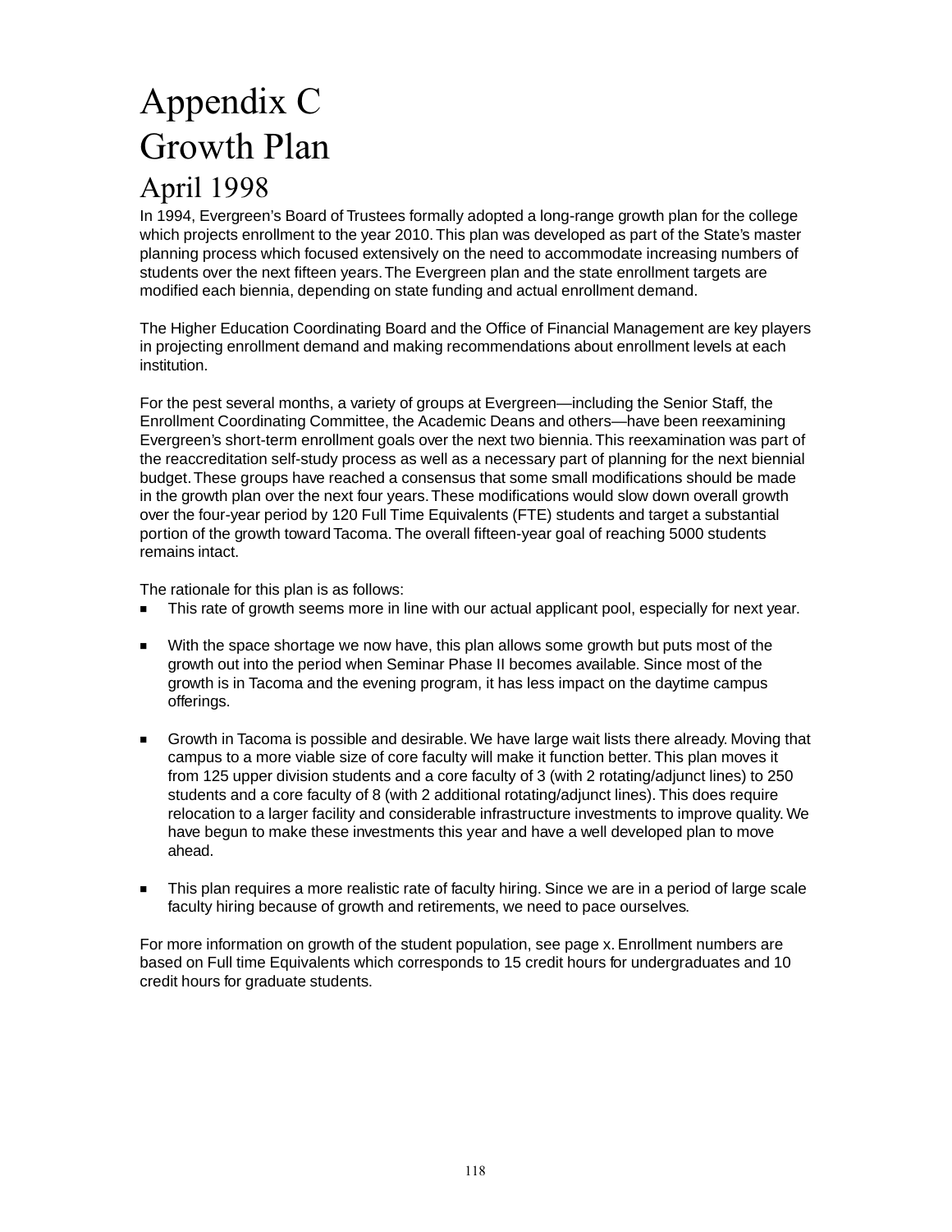# Appendix C
# Growth Plan
## April 1998

In 1994, Evergreen's Board of Trustees formally adopted a long-range growth plan for the college which projects enrollment to the year 2010. This plan was developed as part of the State's master planning process which focused extensively on the need to accommodate increasing numbers of students over the next fifteen years. The Evergreen plan and the state enrollment targets are modified each biennia, depending on state funding and actual enrollment demand.

The Higher Education Coordinating Board and the Office of Financial Management are key players in projecting enrollment demand and making recommendations about enrollment levels at each institution.

For the pest several months, a variety of groups at Evergreen—including the Senior Staff, the Enrollment Coordinating Committee, the Academic Deans and others—have been reexamining Evergreen's short-term enrollment goals over the next two biennia. This reexamination was part of the reaccreditation self-study process as well as a necessary part of planning for the next biennial budget. These groups have reached a consensus that some small modifications should be made in the growth plan over the next four years. These modifications would slow down overall growth over the four-year period by 120 Full Time Equivalents (FTE) students and target a substantial portion of the growth toward Tacoma. The overall fifteen-year goal of reaching 5000 students remains intact.

The rationale for this plan is as follows:

- This rate of growth seems more in line with our actual applicant pool, especially for next year.
- With the space shortage we now have, this plan allows some growth but puts most of the growth out into the period when Seminar Phase II becomes available. Since most of the growth is in Tacoma and the evening program, it has less impact on the daytime campus offerings.
- Growth in Tacoma is possible and desirable. We have large wait lists there already. Moving that campus to a more viable size of core faculty will make it function better. This plan moves it from 125 upper division students and a core faculty of 3 (with 2 rotating/adjunct lines) to 250 students and a core faculty of 8 (with 2 additional rotating/adjunct lines). This does require relocation to a larger facility and considerable infrastructure investments to improve quality. We have begun to make these investments this year and have a well developed plan to move ahead.
- This plan requires a more realistic rate of faculty hiring. Since we are in a period of large scale faculty hiring because of growth and retirements, we need to pace ourselves.

For more information on growth of the student population, see page x. Enrollment numbers are based on Full time Equivalents which corresponds to 15 credit hours for undergraduates and 10 credit hours for graduate students.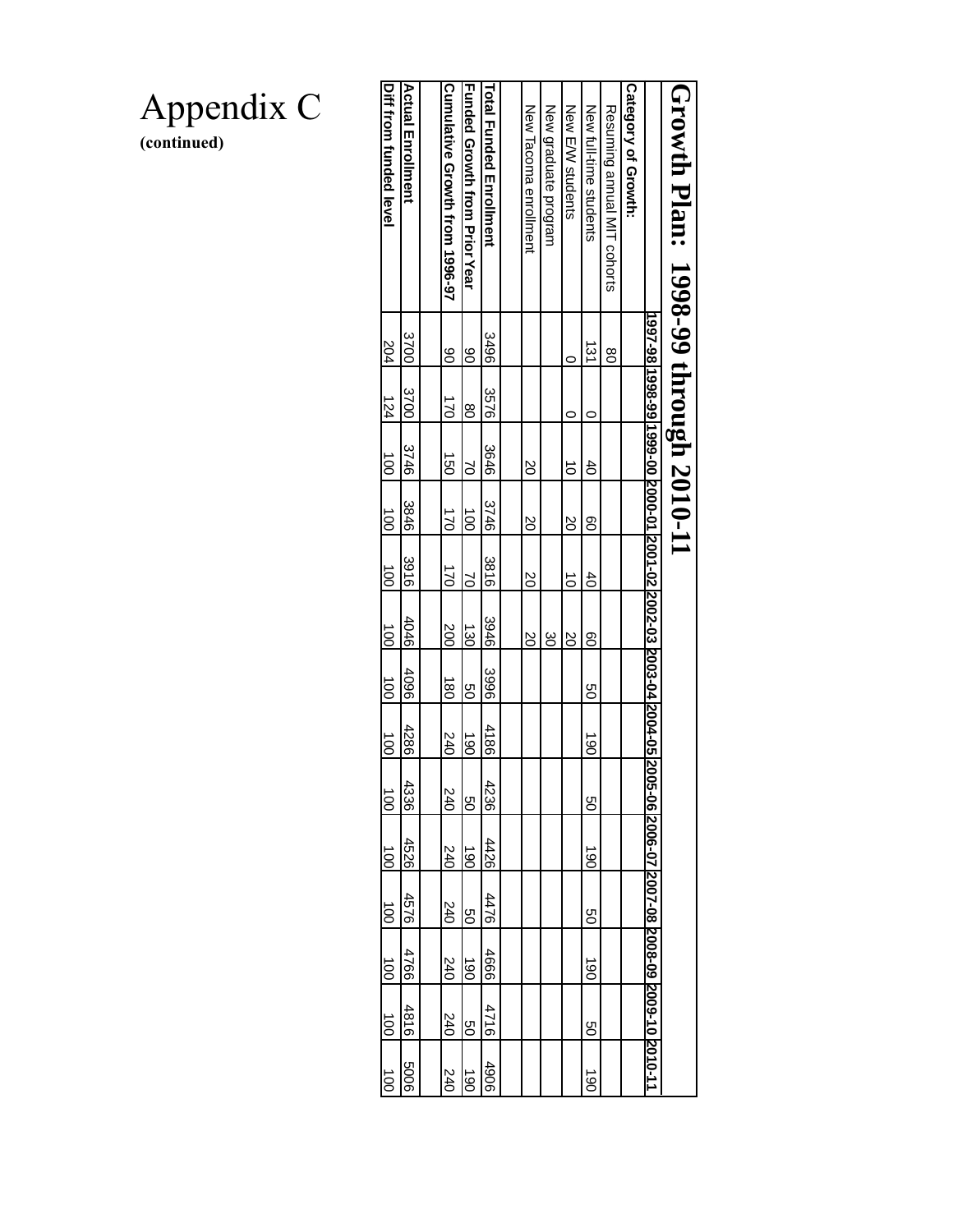# Appendix C

**(continued)**

## Growth Plan: 1998-99 through 2010-11

| | 1997-98 | 1998-99 | 1999-00 | 2000-01 | 2001-02 | 2002-03 | 2003-04 | 2004-05 | 2005-06 | 2006-07 | 2007-08 | 2008-09 | 2009-10 | 2010-11 |
|---|---|---|---|---|---|---|---|---|---|---|---|---|---|---|
| **Category of Growth:** | | | | | | | | | | | | | | |
| Resuming annual MIT cohorts | 80 | | | | | | | | | | | | | |
| New full-time students | 131 | 0 | 40 | 60 | 40 | 60 | 50 | 190 | 50 | 190 | 50 | 190 | 50 | 190 |
| New E/W students | 0 | 0 | 10 | 20 | 10 | 20 | | | | | | | | |
| New graduate program | | | | | | 30 | | | | | | | | |
| New Tacoma enrollment | | | 20 | 20 | 20 | 20 | | | | | | | | |
| | | | | | | | | | | | | | | |
| **Total Funded Enrollment** | 3496 | 3576 | 3646 | 3746 | 3816 | 3946 | 3996 | 4186 | 4236 | 4426 | 4476 | 4666 | 4716 | 4906 |
| **Funded Growth from Prior Year** | 90 | 80 | 70 | 100 | 70 | 130 | 50 | 190 | 50 | 190 | 50 | 190 | 50 | 190 |
| **Cumulative Growth from 1996-97** | 90 | 170 | 150 | 170 | 170 | 200 | 180 | 240 | 240 | 240 | 240 | 240 | 240 | 240 |
| | | | | | | | | | | | | | | |
| **Actual Enrollment** | 3700 | 3700 | 3746 | 3846 | 3916 | 4046 | 4096 | 4286 | 4336 | 4526 | 4576 | 4766 | 4816 | 5006 |
| **Diff from funded level** | 204 | 124 | 100 | 100 | 100 | 100 | 100 | 100 | 100 | 100 | 100 | 100 | 100 | 100 |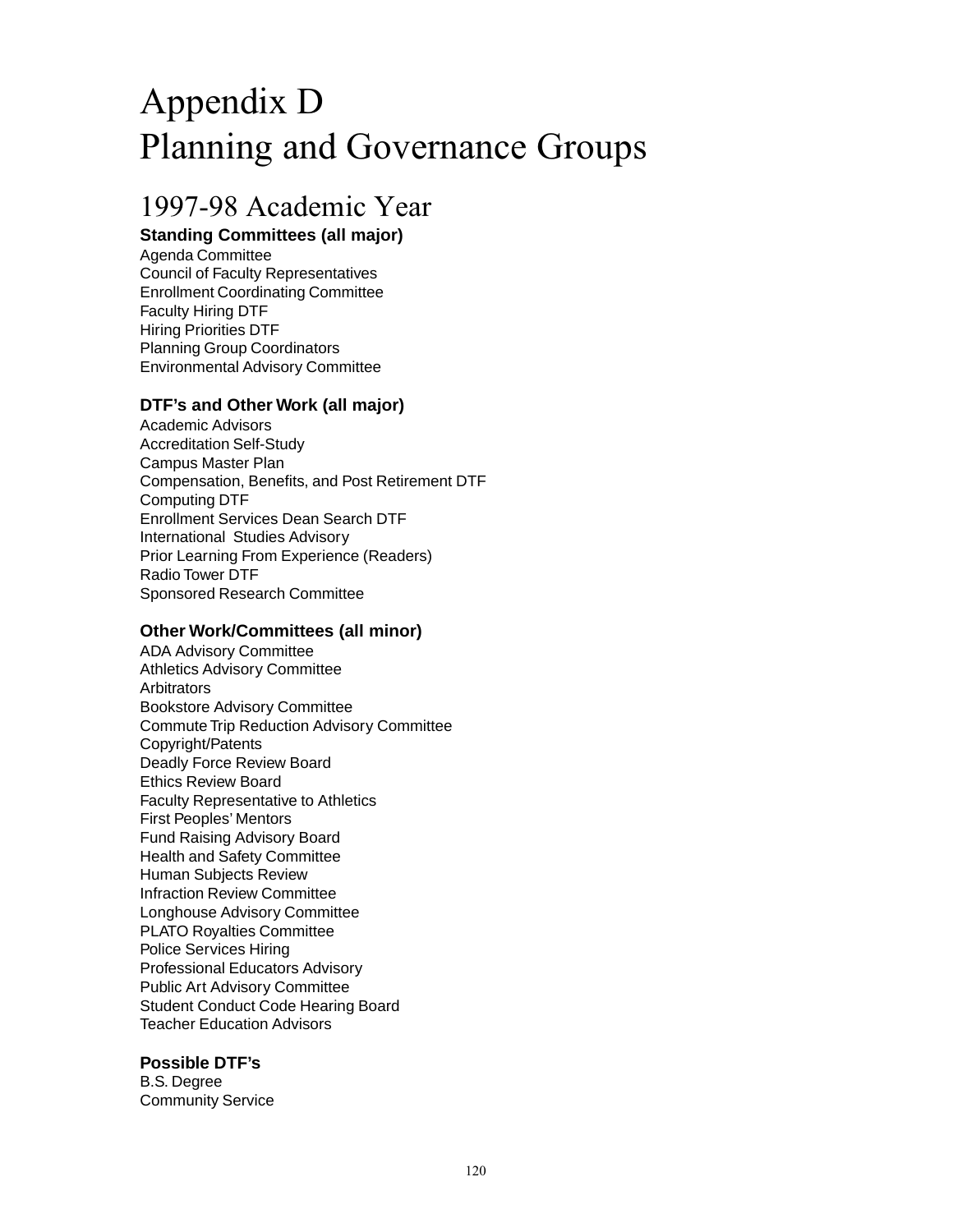# Appendix D
# Planning and Governance Groups

## 1997-98 Academic Year

**Standing Committees (all major)**

Agenda Committee
Council of Faculty Representatives
Enrollment Coordinating Committee
Faculty Hiring DTF
Hiring Priorities DTF
Planning Group Coordinators
Environmental Advisory Committee

**DTF's and Other Work (all major)**

Academic Advisors
Accreditation Self-Study
Campus Master Plan
Compensation, Benefits, and Post Retirement DTF
Computing DTF
Enrollment Services Dean Search DTF
International Studies Advisory
Prior Learning From Experience (Readers)
Radio Tower DTF
Sponsored Research Committee

**Other Work/Committees (all minor)**

ADA Advisory Committee
Athletics Advisory Committee
Arbitrators
Bookstore Advisory Committee
Commute Trip Reduction Advisory Committee
Copyright/Patents
Deadly Force Review Board
Ethics Review Board
Faculty Representative to Athletics
First Peoples' Mentors
Fund Raising Advisory Board
Health and Safety Committee
Human Subjects Review
Infraction Review Committee
Longhouse Advisory Committee
PLATO Royalties Committee
Police Services Hiring
Professional Educators Advisory
Public Art Advisory Committee
Student Conduct Code Hearing Board
Teacher Education Advisors

**Possible DTF's**

B.S. Degree
Community Service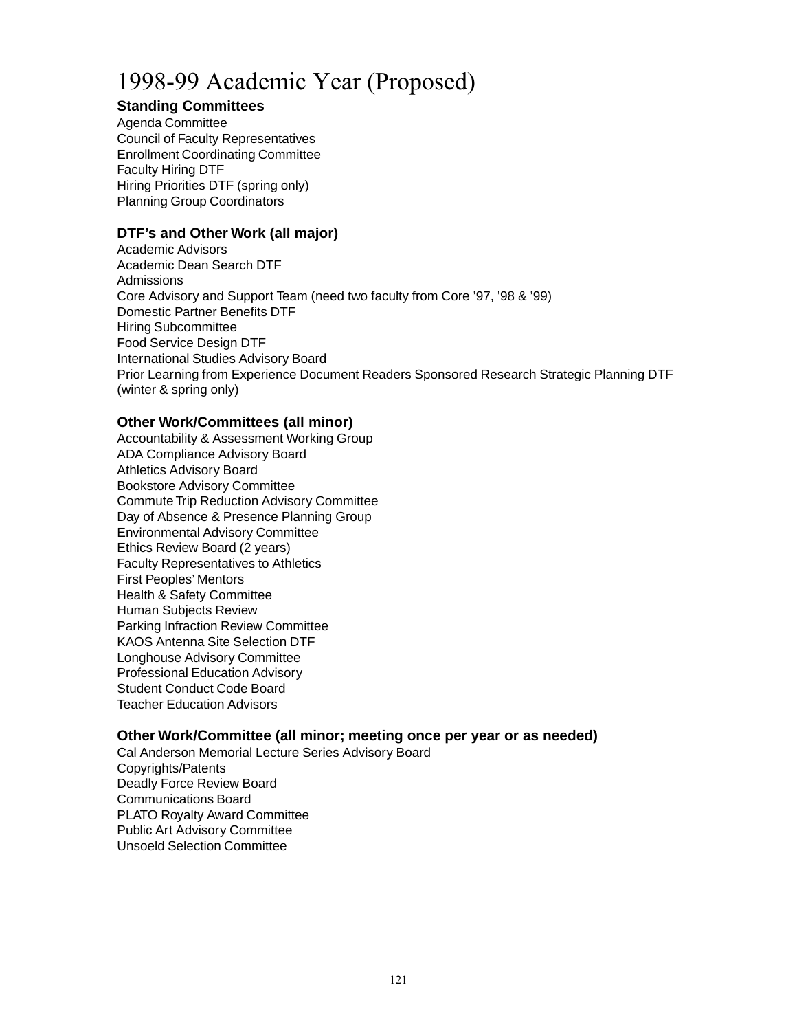# 1998-99 Academic Year (Proposed)

**Standing Committees**

Agenda Committee
Council of Faculty Representatives
Enrollment Coordinating Committee
Faculty Hiring DTF
Hiring Priorities DTF (spring only)
Planning Group Coordinators

**DTF's and Other Work (all major)**

Academic Advisors
Academic Dean Search DTF
Admissions
Core Advisory and Support Team (need two faculty from Core '97, '98 & '99)
Domestic Partner Benefits DTF
Hiring Subcommittee
Food Service Design DTF
International Studies Advisory Board
Prior Learning from Experience Document Readers Sponsored Research Strategic Planning DTF (winter & spring only)

**Other Work/Committees (all minor)**

Accountability & Assessment Working Group
ADA Compliance Advisory Board
Athletics Advisory Board
Bookstore Advisory Committee
Commute Trip Reduction Advisory Committee
Day of Absence & Presence Planning Group
Environmental Advisory Committee
Ethics Review Board (2 years)
Faculty Representatives to Athletics
First Peoples' Mentors
Health & Safety Committee
Human Subjects Review
Parking Infraction Review Committee
KAOS Antenna Site Selection DTF
Longhouse Advisory Committee
Professional Education Advisory
Student Conduct Code Board
Teacher Education Advisors

**Other Work/Committee (all minor; meeting once per year or as needed)**

Cal Anderson Memorial Lecture Series Advisory Board
Copyrights/Patents
Deadly Force Review Board
Communications Board
PLATO Royalty Award Committee
Public Art Advisory Committee
Unsoeld Selection Committee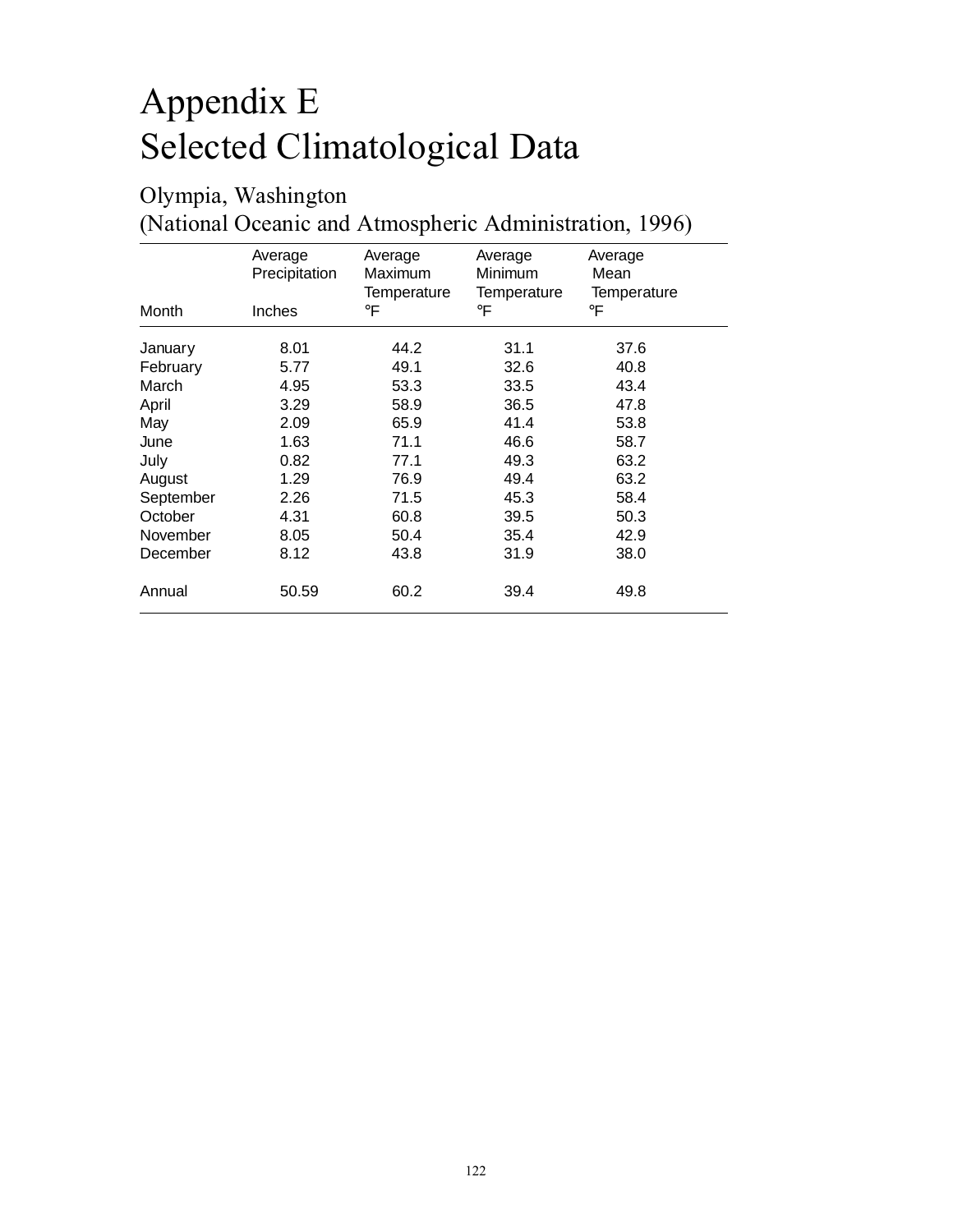# Appendix E
# Selected Climatological Data

## Olympia, Washington
## (National Oceanic and Atmospheric Administration, 1996)

| Month | Average Precipitation Inches | Average Maximum Temperature °F | Average Minimum Temperature °F | Average Mean Temperature °F |
|---|---|---|---|---|
| January | 8.01 | 44.2 | 31.1 | 37.6 |
| February | 5.77 | 49.1 | 32.6 | 40.8 |
| March | 4.95 | 53.3 | 33.5 | 43.4 |
| April | 3.29 | 58.9 | 36.5 | 47.8 |
| May | 2.09 | 65.9 | 41.4 | 53.8 |
| June | 1.63 | 71.1 | 46.6 | 58.7 |
| July | 0.82 | 77.1 | 49.3 | 63.2 |
| August | 1.29 | 76.9 | 49.4 | 63.2 |
| September | 2.26 | 71.5 | 45.3 | 58.4 |
| October | 4.31 | 60.8 | 39.5 | 50.3 |
| November | 8.05 | 50.4 | 35.4 | 42.9 |
| December | 8.12 | 43.8 | 31.9 | 38.0 |
| Annual | 50.59 | 60.2 | 39.4 | 49.8 |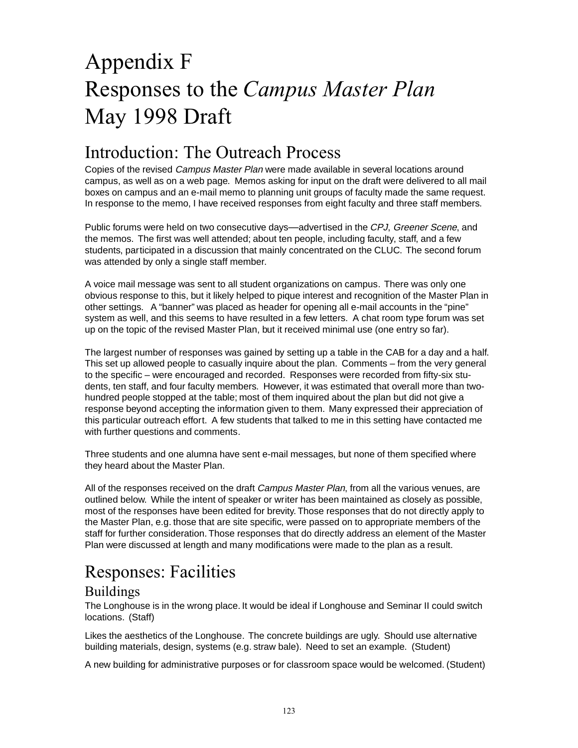# Appendix F
# Responses to the *Campus Master Plan* May 1998 Draft

## Introduction: The Outreach Process

Copies of the revised *Campus Master Plan* were made available in several locations around campus, as well as on a web page. Memos asking for input on the draft were delivered to all mail boxes on campus and an e-mail memo to planning unit groups of faculty made the same request. In response to the memo, I have received responses from eight faculty and three staff members.

Public forums were held on two consecutive days—advertised in the *CPJ*, *Greener Scene*, and the memos. The first was well attended; about ten people, including faculty, staff, and a few students, participated in a discussion that mainly concentrated on the CLUC. The second forum was attended by only a single staff member.

A voice mail message was sent to all student organizations on campus. There was only one obvious response to this, but it likely helped to pique interest and recognition of the Master Plan in other settings. A "banner" was placed as header for opening all e-mail accounts in the "pine" system as well, and this seems to have resulted in a few letters. A chat room type forum was set up on the topic of the revised Master Plan, but it received minimal use (one entry so far).

The largest number of responses was gained by setting up a table in the CAB for a day and a half. This set up allowed people to casually inquire about the plan. Comments – from the very general to the specific – were encouraged and recorded. Responses were recorded from fifty-six students, ten staff, and four faculty members. However, it was estimated that overall more than two-hundred people stopped at the table; most of them inquired about the plan but did not give a response beyond accepting the information given to them. Many expressed their appreciation of this particular outreach effort. A few students that talked to me in this setting have contacted me with further questions and comments.

Three students and one alumna have sent e-mail messages, but none of them specified where they heard about the Master Plan.

All of the responses received on the draft *Campus Master Plan*, from all the various venues, are outlined below. While the intent of speaker or writer has been maintained as closely as possible, most of the responses have been edited for brevity. Those responses that do not directly apply to the Master Plan, e.g. those that are site specific, were passed on to appropriate members of the staff for further consideration. Those responses that do directly address an element of the Master Plan were discussed at length and many modifications were made to the plan as a result.

## Responses: Facilities

### Buildings

The Longhouse is in the wrong place. It would be ideal if Longhouse and Seminar II could switch locations. (Staff)

Likes the aesthetics of the Longhouse. The concrete buildings are ugly. Should use alternative building materials, design, systems (e.g. straw bale). Need to set an example. (Student)

A new building for administrative purposes or for classroom space would be welcomed. (Student)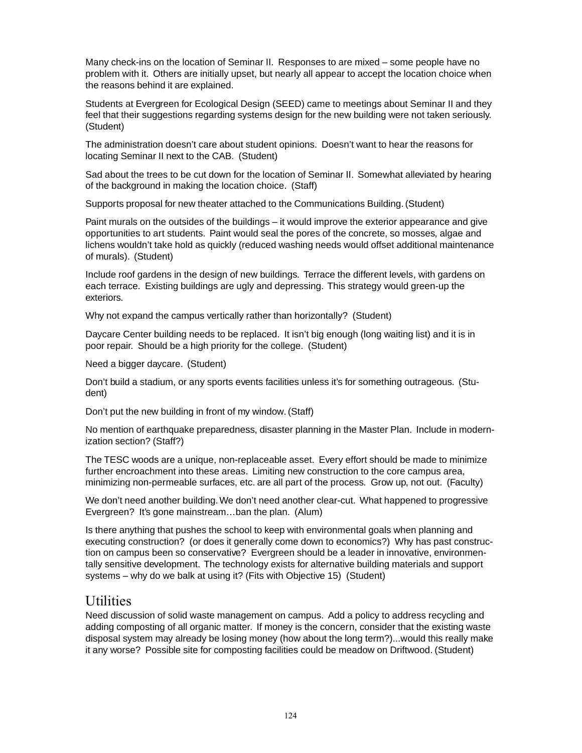Many check-ins on the location of Seminar II. Responses to are mixed – some people have no problem with it. Others are initially upset, but nearly all appear to accept the location choice when the reasons behind it are explained.

Students at Evergreen for Ecological Design (SEED) came to meetings about Seminar II and they feel that their suggestions regarding systems design for the new building were not taken seriously. (Student)

The administration doesn't care about student opinions. Doesn't want to hear the reasons for locating Seminar II next to the CAB. (Student)

Sad about the trees to be cut down for the location of Seminar II. Somewhat alleviated by hearing of the background in making the location choice. (Staff)

Supports proposal for new theater attached to the Communications Building. (Student)

Paint murals on the outsides of the buildings – it would improve the exterior appearance and give opportunities to art students. Paint would seal the pores of the concrete, so mosses, algae and lichens wouldn't take hold as quickly (reduced washing needs would offset additional maintenance of murals). (Student)

Include roof gardens in the design of new buildings. Terrace the different levels, with gardens on each terrace. Existing buildings are ugly and depressing. This strategy would green-up the exteriors.

Why not expand the campus vertically rather than horizontally? (Student)

Daycare Center building needs to be replaced. It isn't big enough (long waiting list) and it is in poor repair. Should be a high priority for the college. (Student)

Need a bigger daycare. (Student)

Don't build a stadium, or any sports events facilities unless it's for something outrageous. (Student)

Don't put the new building in front of my window. (Staff)

No mention of earthquake preparedness, disaster planning in the Master Plan. Include in modernization section? (Staff?)

The TESC woods are a unique, non-replaceable asset. Every effort should be made to minimize further encroachment into these areas. Limiting new construction to the core campus area, minimizing non-permeable surfaces, etc. are all part of the process. Grow up, not out. (Faculty)

We don't need another building. We don't need another clear-cut. What happened to progressive Evergreen? It's gone mainstream…ban the plan. (Alum)

Is there anything that pushes the school to keep with environmental goals when planning and executing construction? (or does it generally come down to economics?) Why has past construction on campus been so conservative? Evergreen should be a leader in innovative, environmentally sensitive development. The technology exists for alternative building materials and support systems – why do we balk at using it? (Fits with Objective 15) (Student)

## Utilities

Need discussion of solid waste management on campus. Add a policy to address recycling and adding composting of all organic matter. If money is the concern, consider that the existing waste disposal system may already be losing money (how about the long term?)...would this really make it any worse? Possible site for composting facilities could be meadow on Driftwood. (Student)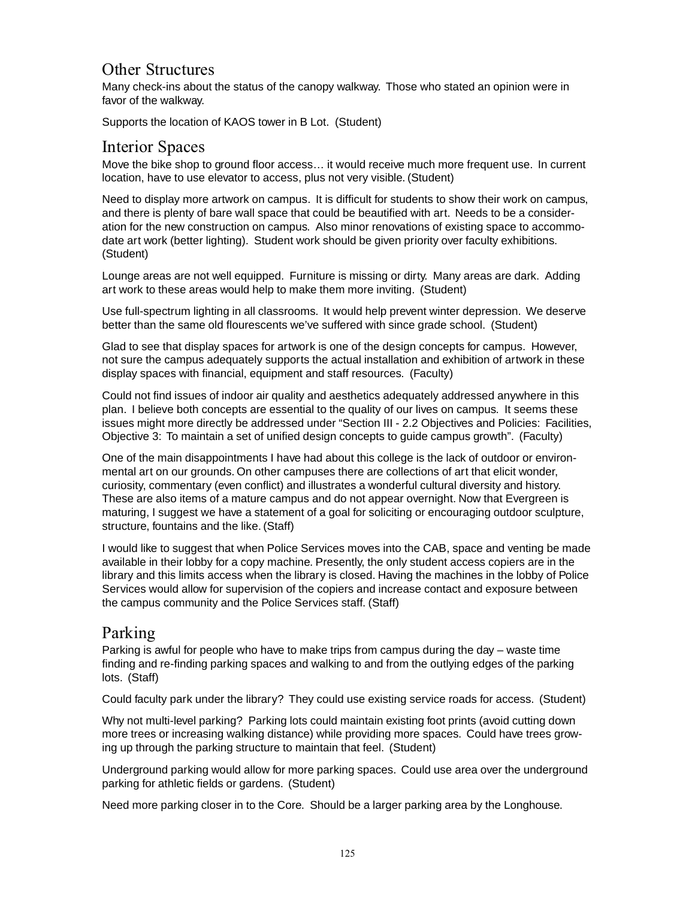## Other Structures

Many check-ins about the status of the canopy walkway. Those who stated an opinion were in favor of the walkway.

Supports the location of KAOS tower in B Lot. (Student)

## Interior Spaces

Move the bike shop to ground floor access… it would receive much more frequent use. In current location, have to use elevator to access, plus not very visible. (Student)

Need to display more artwork on campus. It is difficult for students to show their work on campus, and there is plenty of bare wall space that could be beautified with art. Needs to be a consideration for the new construction on campus. Also minor renovations of existing space to accommodate art work (better lighting). Student work should be given priority over faculty exhibitions. (Student)

Lounge areas are not well equipped. Furniture is missing or dirty. Many areas are dark. Adding art work to these areas would help to make them more inviting. (Student)

Use full-spectrum lighting in all classrooms. It would help prevent winter depression. We deserve better than the same old flourescents we've suffered with since grade school. (Student)

Glad to see that display spaces for artwork is one of the design concepts for campus. However, not sure the campus adequately supports the actual installation and exhibition of artwork in these display spaces with financial, equipment and staff resources. (Faculty)

Could not find issues of indoor air quality and aesthetics adequately addressed anywhere in this plan. I believe both concepts are essential to the quality of our lives on campus. It seems these issues might more directly be addressed under "Section III - 2.2 Objectives and Policies: Facilities, Objective 3: To maintain a set of unified design concepts to guide campus growth". (Faculty)

One of the main disappointments I have had about this college is the lack of outdoor or environmental art on our grounds. On other campuses there are collections of art that elicit wonder, curiosity, commentary (even conflict) and illustrates a wonderful cultural diversity and history. These are also items of a mature campus and do not appear overnight. Now that Evergreen is maturing, I suggest we have a statement of a goal for soliciting or encouraging outdoor sculpture, structure, fountains and the like. (Staff)

I would like to suggest that when Police Services moves into the CAB, space and venting be made available in their lobby for a copy machine. Presently, the only student access copiers are in the library and this limits access when the library is closed. Having the machines in the lobby of Police Services would allow for supervision of the copiers and increase contact and exposure between the campus community and the Police Services staff. (Staff)

## Parking

Parking is awful for people who have to make trips from campus during the day – waste time finding and re-finding parking spaces and walking to and from the outlying edges of the parking lots. (Staff)

Could faculty park under the library? They could use existing service roads for access. (Student)

Why not multi-level parking? Parking lots could maintain existing foot prints (avoid cutting down more trees or increasing walking distance) while providing more spaces. Could have trees growing up through the parking structure to maintain that feel. (Student)

Underground parking would allow for more parking spaces. Could use area over the underground parking for athletic fields or gardens. (Student)

Need more parking closer in to the Core. Should be a larger parking area by the Longhouse.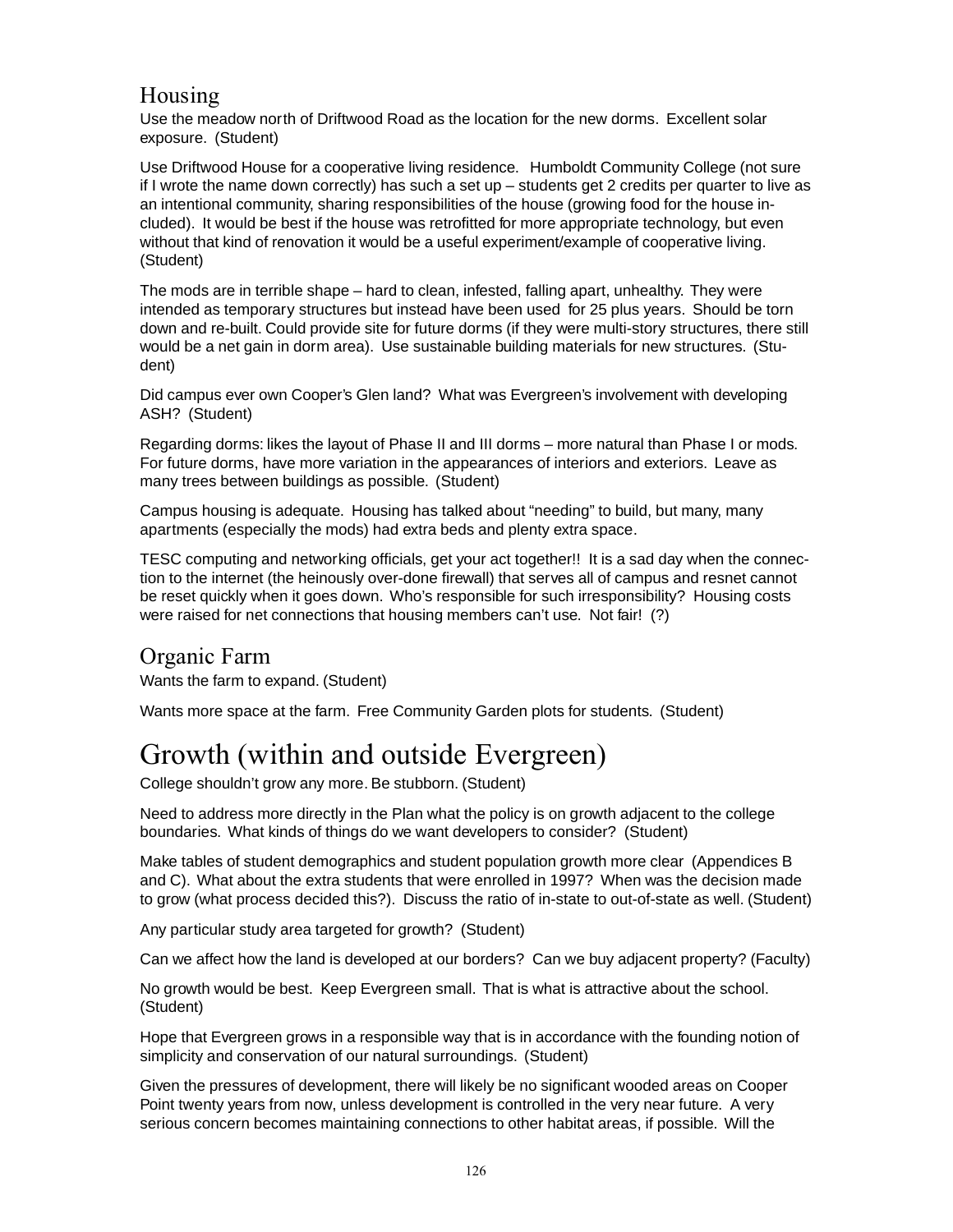## Housing

Use the meadow north of Driftwood Road as the location for the new dorms. Excellent solar exposure. (Student)

Use Driftwood House for a cooperative living residence. Humboldt Community College (not sure if I wrote the name down correctly) has such a set up – students get 2 credits per quarter to live as an intentional community, sharing responsibilities of the house (growing food for the house included). It would be best if the house was retrofitted for more appropriate technology, but even without that kind of renovation it would be a useful experiment/example of cooperative living. (Student)

The mods are in terrible shape – hard to clean, infested, falling apart, unhealthy. They were intended as temporary structures but instead have been used for 25 plus years. Should be torn down and re-built. Could provide site for future dorms (if they were multi-story structures, there still would be a net gain in dorm area). Use sustainable building materials for new structures. (Student)

Did campus ever own Cooper's Glen land? What was Evergreen's involvement with developing ASH? (Student)

Regarding dorms: likes the layout of Phase II and III dorms – more natural than Phase I or mods. For future dorms, have more variation in the appearances of interiors and exteriors. Leave as many trees between buildings as possible. (Student)

Campus housing is adequate. Housing has talked about "needing" to build, but many, many apartments (especially the mods) had extra beds and plenty extra space.

TESC computing and networking officials, get your act together!! It is a sad day when the connection to the internet (the heinously over-done firewall) that serves all of campus and resnet cannot be reset quickly when it goes down. Who's responsible for such irresponsibility? Housing costs were raised for net connections that housing members can't use. Not fair! (?)

## Organic Farm

Wants the farm to expand. (Student)

Wants more space at the farm. Free Community Garden plots for students. (Student)

# Growth (within and outside Evergreen)

College shouldn't grow any more. Be stubborn. (Student)

Need to address more directly in the Plan what the policy is on growth adjacent to the college boundaries. What kinds of things do we want developers to consider? (Student)

Make tables of student demographics and student population growth more clear (Appendices B and C). What about the extra students that were enrolled in 1997? When was the decision made to grow (what process decided this?). Discuss the ratio of in-state to out-of-state as well. (Student)

Any particular study area targeted for growth? (Student)

Can we affect how the land is developed at our borders? Can we buy adjacent property? (Faculty)

No growth would be best. Keep Evergreen small. That is what is attractive about the school. (Student)

Hope that Evergreen grows in a responsible way that is in accordance with the founding notion of simplicity and conservation of our natural surroundings. (Student)

Given the pressures of development, there will likely be no significant wooded areas on Cooper Point twenty years from now, unless development is controlled in the very near future. A very serious concern becomes maintaining connections to other habitat areas, if possible. Will the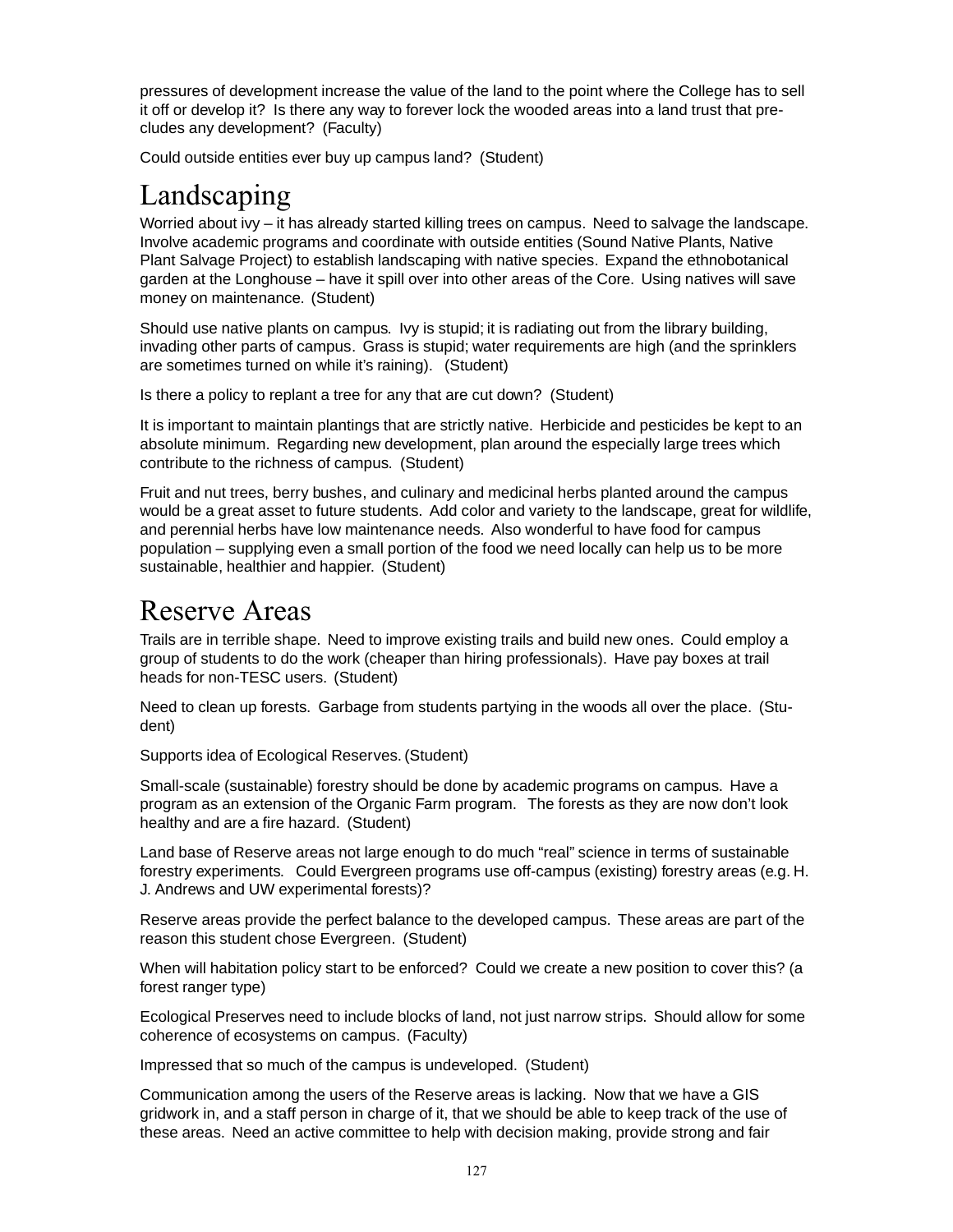pressures of development increase the value of the land to the point where the College has to sell it off or develop it? Is there any way to forever lock the wooded areas into a land trust that precludes any development? (Faculty)

Could outside entities ever buy up campus land? (Student)

# Landscaping

Worried about ivy – it has already started killing trees on campus. Need to salvage the landscape. Involve academic programs and coordinate with outside entities (Sound Native Plants, Native Plant Salvage Project) to establish landscaping with native species. Expand the ethnobotanical garden at the Longhouse – have it spill over into other areas of the Core. Using natives will save money on maintenance. (Student)

Should use native plants on campus. Ivy is stupid; it is radiating out from the library building, invading other parts of campus. Grass is stupid; water requirements are high (and the sprinklers are sometimes turned on while it's raining). (Student)

Is there a policy to replant a tree for any that are cut down? (Student)

It is important to maintain plantings that are strictly native. Herbicide and pesticides be kept to an absolute minimum. Regarding new development, plan around the especially large trees which contribute to the richness of campus. (Student)

Fruit and nut trees, berry bushes, and culinary and medicinal herbs planted around the campus would be a great asset to future students. Add color and variety to the landscape, great for wildlife, and perennial herbs have low maintenance needs. Also wonderful to have food for campus population – supplying even a small portion of the food we need locally can help us to be more sustainable, healthier and happier. (Student)

# Reserve Areas

Trails are in terrible shape. Need to improve existing trails and build new ones. Could employ a group of students to do the work (cheaper than hiring professionals). Have pay boxes at trail heads for non-TESC users. (Student)

Need to clean up forests. Garbage from students partying in the woods all over the place. (Student)

Supports idea of Ecological Reserves. (Student)

Small-scale (sustainable) forestry should be done by academic programs on campus. Have a program as an extension of the Organic Farm program. The forests as they are now don't look healthy and are a fire hazard. (Student)

Land base of Reserve areas not large enough to do much "real" science in terms of sustainable forestry experiments. Could Evergreen programs use off-campus (existing) forestry areas (e.g. H. J. Andrews and UW experimental forests)?

Reserve areas provide the perfect balance to the developed campus. These areas are part of the reason this student chose Evergreen. (Student)

When will habitation policy start to be enforced? Could we create a new position to cover this? (a forest ranger type)

Ecological Preserves need to include blocks of land, not just narrow strips. Should allow for some coherence of ecosystems on campus. (Faculty)

Impressed that so much of the campus is undeveloped. (Student)

Communication among the users of the Reserve areas is lacking. Now that we have a GIS gridwork in, and a staff person in charge of it, that we should be able to keep track of the use of these areas. Need an active committee to help with decision making, provide strong and fair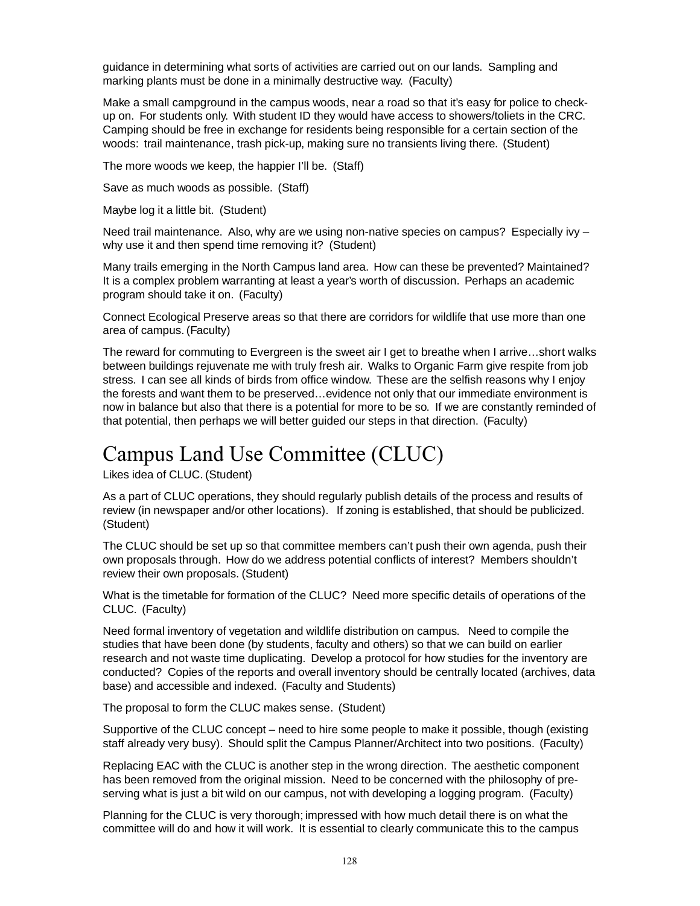guidance in determining what sorts of activities are carried out on our lands. Sampling and marking plants must be done in a minimally destructive way. (Faculty)

Make a small campground in the campus woods, near a road so that it's easy for police to check-up on. For students only. With student ID they would have access to showers/toliets in the CRC. Camping should be free in exchange for residents being responsible for a certain section of the woods: trail maintenance, trash pick-up, making sure no transients living there. (Student)

The more woods we keep, the happier I'll be. (Staff)

Save as much woods as possible. (Staff)

Maybe log it a little bit. (Student)

Need trail maintenance. Also, why are we using non-native species on campus? Especially ivy – why use it and then spend time removing it? (Student)

Many trails emerging in the North Campus land area. How can these be prevented? Maintained? It is a complex problem warranting at least a year's worth of discussion. Perhaps an academic program should take it on. (Faculty)

Connect Ecological Preserve areas so that there are corridors for wildlife that use more than one area of campus. (Faculty)

The reward for commuting to Evergreen is the sweet air I get to breathe when I arrive…short walks between buildings rejuvenate me with truly fresh air. Walks to Organic Farm give respite from job stress. I can see all kinds of birds from office window. These are the selfish reasons why I enjoy the forests and want them to be preserved…evidence not only that our immediate environment is now in balance but also that there is a potential for more to be so. If we are constantly reminded of that potential, then perhaps we will better guided our steps in that direction. (Faculty)

# Campus Land Use Committee (CLUC)

Likes idea of CLUC. (Student)

As a part of CLUC operations, they should regularly publish details of the process and results of review (in newspaper and/or other locations). If zoning is established, that should be publicized. (Student)

The CLUC should be set up so that committee members can't push their own agenda, push their own proposals through. How do we address potential conflicts of interest? Members shouldn't review their own proposals. (Student)

What is the timetable for formation of the CLUC? Need more specific details of operations of the CLUC. (Faculty)

Need formal inventory of vegetation and wildlife distribution on campus. Need to compile the studies that have been done (by students, faculty and others) so that we can build on earlier research and not waste time duplicating. Develop a protocol for how studies for the inventory are conducted? Copies of the reports and overall inventory should be centrally located (archives, data base) and accessible and indexed. (Faculty and Students)

The proposal to form the CLUC makes sense. (Student)

Supportive of the CLUC concept – need to hire some people to make it possible, though (existing staff already very busy). Should split the Campus Planner/Architect into two positions. (Faculty)

Replacing EAC with the CLUC is another step in the wrong direction. The aesthetic component has been removed from the original mission. Need to be concerned with the philosophy of pre-serving what is just a bit wild on our campus, not with developing a logging program. (Faculty)

Planning for the CLUC is very thorough; impressed with how much detail there is on what the committee will do and how it will work. It is essential to clearly communicate this to the campus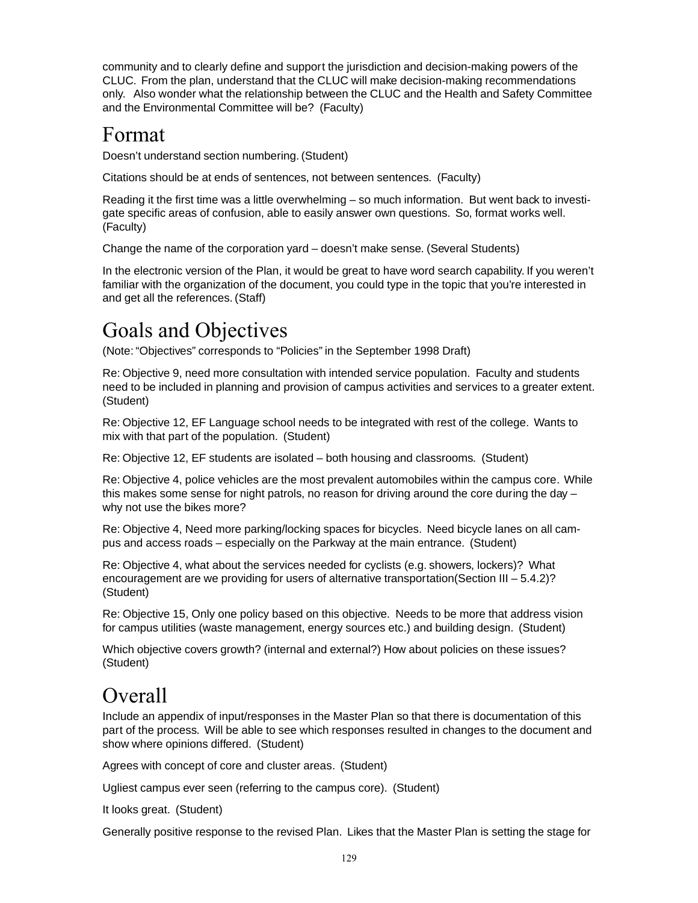community and to clearly define and support the jurisdiction and decision-making powers of the CLUC. From the plan, understand that the CLUC will make decision-making recommendations only. Also wonder what the relationship between the CLUC and the Health and Safety Committee and the Environmental Committee will be? (Faculty)

# Format

Doesn't understand section numbering. (Student)

Citations should be at ends of sentences, not between sentences. (Faculty)

Reading it the first time was a little overwhelming – so much information. But went back to investigate specific areas of confusion, able to easily answer own questions. So, format works well. (Faculty)

Change the name of the corporation yard – doesn't make sense. (Several Students)

In the electronic version of the Plan, it would be great to have word search capability. If you weren't familiar with the organization of the document, you could type in the topic that you're interested in and get all the references. (Staff)

# Goals and Objectives

(Note: "Objectives" corresponds to "Policies" in the September 1998 Draft)

Re: Objective 9, need more consultation with intended service population. Faculty and students need to be included in planning and provision of campus activities and services to a greater extent. (Student)

Re: Objective 12, EF Language school needs to be integrated with rest of the college. Wants to mix with that part of the population. (Student)

Re: Objective 12, EF students are isolated – both housing and classrooms. (Student)

Re: Objective 4, police vehicles are the most prevalent automobiles within the campus core. While this makes some sense for night patrols, no reason for driving around the core during the day – why not use the bikes more?

Re: Objective 4, Need more parking/locking spaces for bicycles. Need bicycle lanes on all campus and access roads – especially on the Parkway at the main entrance. (Student)

Re: Objective 4, what about the services needed for cyclists (e.g. showers, lockers)? What encouragement are we providing for users of alternative transportation(Section III – 5.4.2)? (Student)

Re: Objective 15, Only one policy based on this objective. Needs to be more that address vision for campus utilities (waste management, energy sources etc.) and building design. (Student)

Which objective covers growth? (internal and external?) How about policies on these issues? (Student)

# Overall

Include an appendix of input/responses in the Master Plan so that there is documentation of this part of the process. Will be able to see which responses resulted in changes to the document and show where opinions differed. (Student)

Agrees with concept of core and cluster areas. (Student)

Ugliest campus ever seen (referring to the campus core). (Student)

It looks great. (Student)

Generally positive response to the revised Plan. Likes that the Master Plan is setting the stage for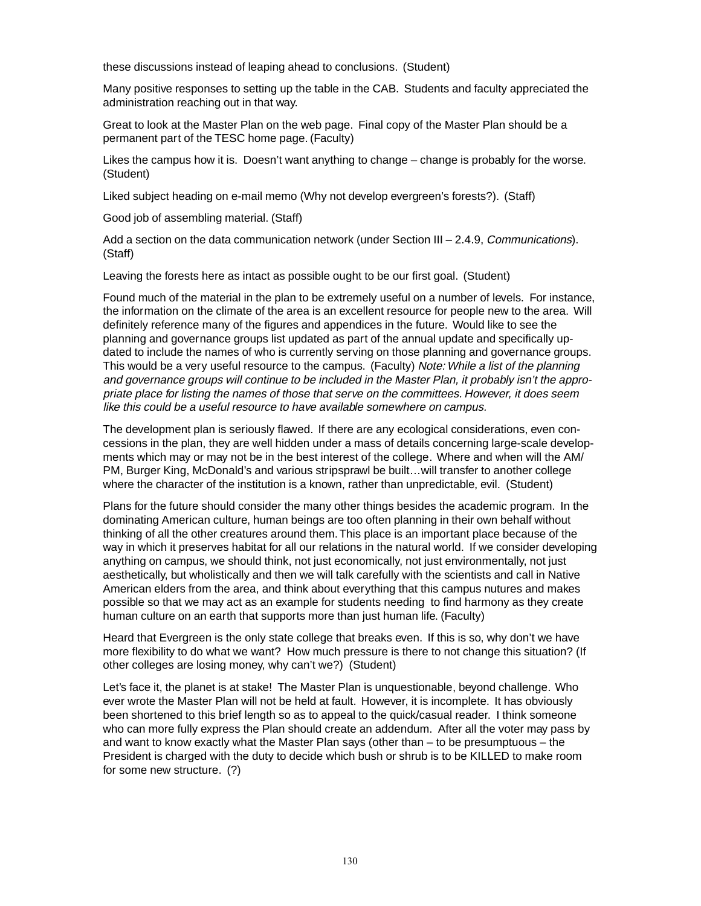these discussions instead of leaping ahead to conclusions. (Student)

Many positive responses to setting up the table in the CAB. Students and faculty appreciated the administration reaching out in that way.

Great to look at the Master Plan on the web page. Final copy of the Master Plan should be a permanent part of the TESC home page. (Faculty)

Likes the campus how it is. Doesn't want anything to change – change is probably for the worse. (Student)

Liked subject heading on e-mail memo (Why not develop evergreen's forests?). (Staff)

Good job of assembling material. (Staff)

Add a section on the data communication network (under Section III – 2.4.9, *Communications*). (Staff)

Leaving the forests here as intact as possible ought to be our first goal. (Student)

Found much of the material in the plan to be extremely useful on a number of levels. For instance, the information on the climate of the area is an excellent resource for people new to the area. Will definitely reference many of the figures and appendices in the future. Would like to see the planning and governance groups list updated as part of the annual update and specifically updated to include the names of who is currently serving on those planning and governance groups. This would be a very useful resource to the campus. (Faculty) *Note: While a list of the planning and governance groups will continue to be included in the Master Plan, it probably isn't the appropriate place for listing the names of those that serve on the committees. However, it does seem like this could be a useful resource to have available somewhere on campus.*

The development plan is seriously flawed. If there are any ecological considerations, even concessions in the plan, they are well hidden under a mass of details concerning large-scale developments which may or may not be in the best interest of the college. Where and when will the AM/PM, Burger King, McDonald's and various stripsprawl be built…will transfer to another college where the character of the institution is a known, rather than unpredictable, evil. (Student)

Plans for the future should consider the many other things besides the academic program. In the dominating American culture, human beings are too often planning in their own behalf without thinking of all the other creatures around them. This place is an important place because of the way in which it preserves habitat for all our relations in the natural world. If we consider developing anything on campus, we should think, not just economically, not just environmentally, not just aesthetically, but wholistically and then we will talk carefully with the scientists and call in Native American elders from the area, and think about everything that this campus nutures and makes possible so that we may act as an example for students needing to find harmony as they create human culture on an earth that supports more than just human life. (Faculty)

Heard that Evergreen is the only state college that breaks even. If this is so, why don't we have more flexibility to do what we want? How much pressure is there to not change this situation? (If other colleges are losing money, why can't we?) (Student)

Let's face it, the planet is at stake! The Master Plan is unquestionable, beyond challenge. Who ever wrote the Master Plan will not be held at fault. However, it is incomplete. It has obviously been shortened to this brief length so as to appeal to the quick/casual reader. I think someone who can more fully express the Plan should create an addendum. After all the voter may pass by and want to know exactly what the Master Plan says (other than – to be presumptuous – the President is charged with the duty to decide which bush or shrub is to be KILLED to make room for some new structure. (?)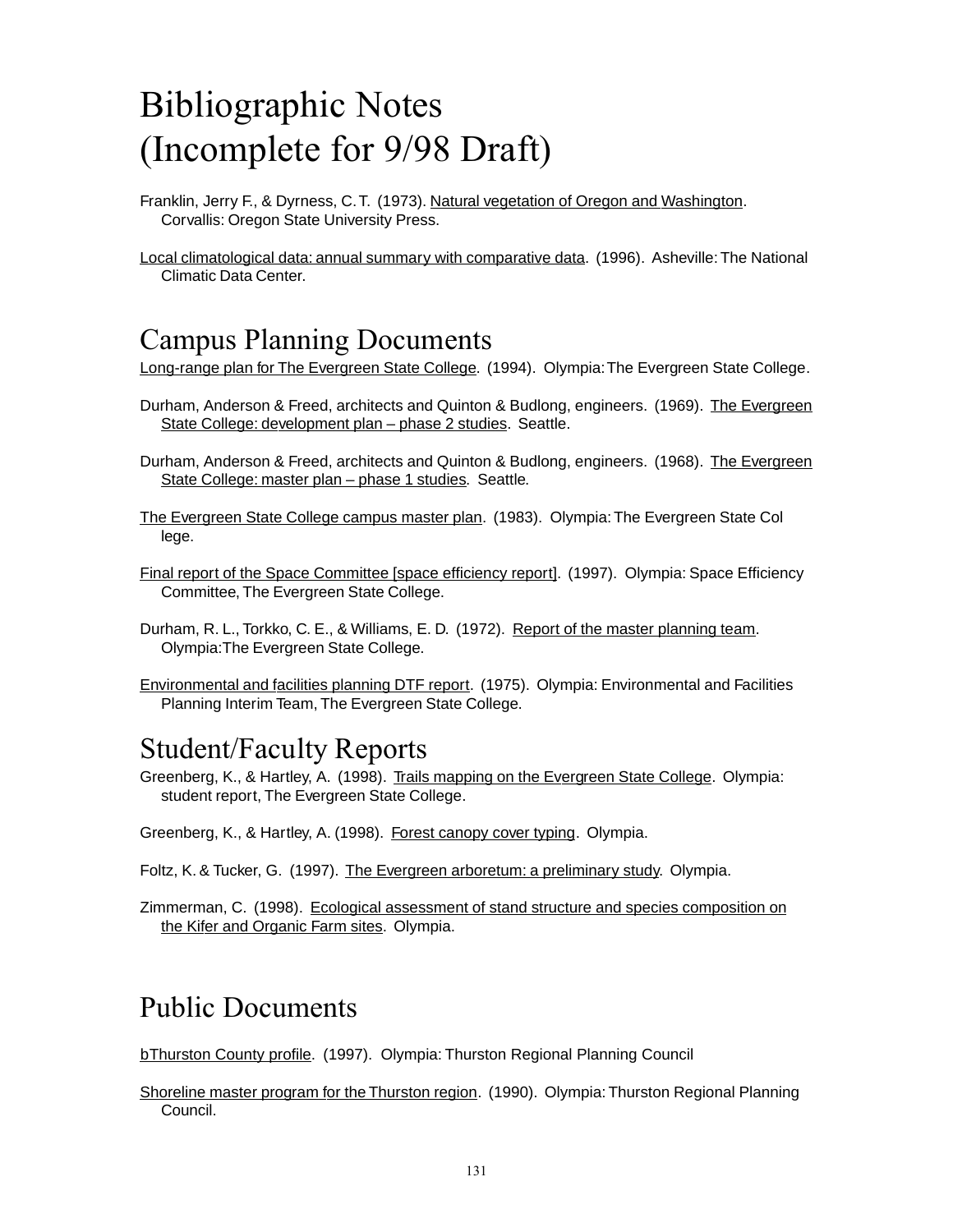# Bibliographic Notes (Incomplete for 9/98 Draft)

Franklin, Jerry F., & Dyrness, C. T. (1973). Natural vegetation of Oregon and Washington. Corvallis: Oregon State University Press.

Local climatological data: annual summary with comparative data. (1996). Asheville: The National Climatic Data Center.

## Campus Planning Documents

Long-range plan for The Evergreen State College. (1994). Olympia: The Evergreen State College.

Durham, Anderson & Freed, architects and Quinton & Budlong, engineers. (1969). The Evergreen State College: development plan – phase 2 studies. Seattle.

Durham, Anderson & Freed, architects and Quinton & Budlong, engineers. (1968). The Evergreen State College: master plan – phase 1 studies. Seattle.

The Evergreen State College campus master plan. (1983). Olympia: The Evergreen State Col lege.

Final report of the Space Committee [space efficiency report]. (1997). Olympia: Space Efficiency Committee, The Evergreen State College.

Durham, R. L., Torkko, C. E., & Williams, E. D. (1972). Report of the master planning team. Olympia:The Evergreen State College.

Environmental and facilities planning DTF report. (1975). Olympia: Environmental and Facilities Planning Interim Team, The Evergreen State College.

## Student/Faculty Reports

Greenberg, K., & Hartley, A. (1998). Trails mapping on the Evergreen State College. Olympia: student report, The Evergreen State College.

Greenberg, K., & Hartley, A. (1998). Forest canopy cover typing. Olympia.

Foltz, K. & Tucker, G. (1997). The Evergreen arboretum: a preliminary study. Olympia.

Zimmerman, C. (1998). Ecological assessment of stand structure and species composition on the Kifer and Organic Farm sites. Olympia.

## Public Documents

bThurston County profile. (1997). Olympia: Thurston Regional Planning Council

Shoreline master program for the Thurston region. (1990). Olympia: Thurston Regional Planning Council.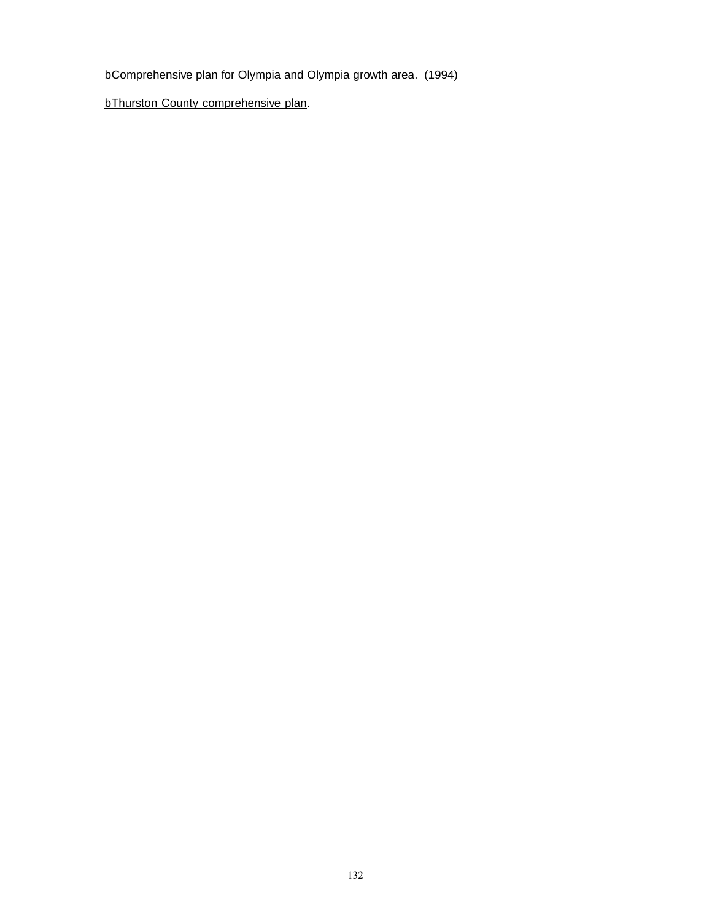bComprehensive plan for Olympia and Olympia growth area. (1994)

bThurston County comprehensive plan.